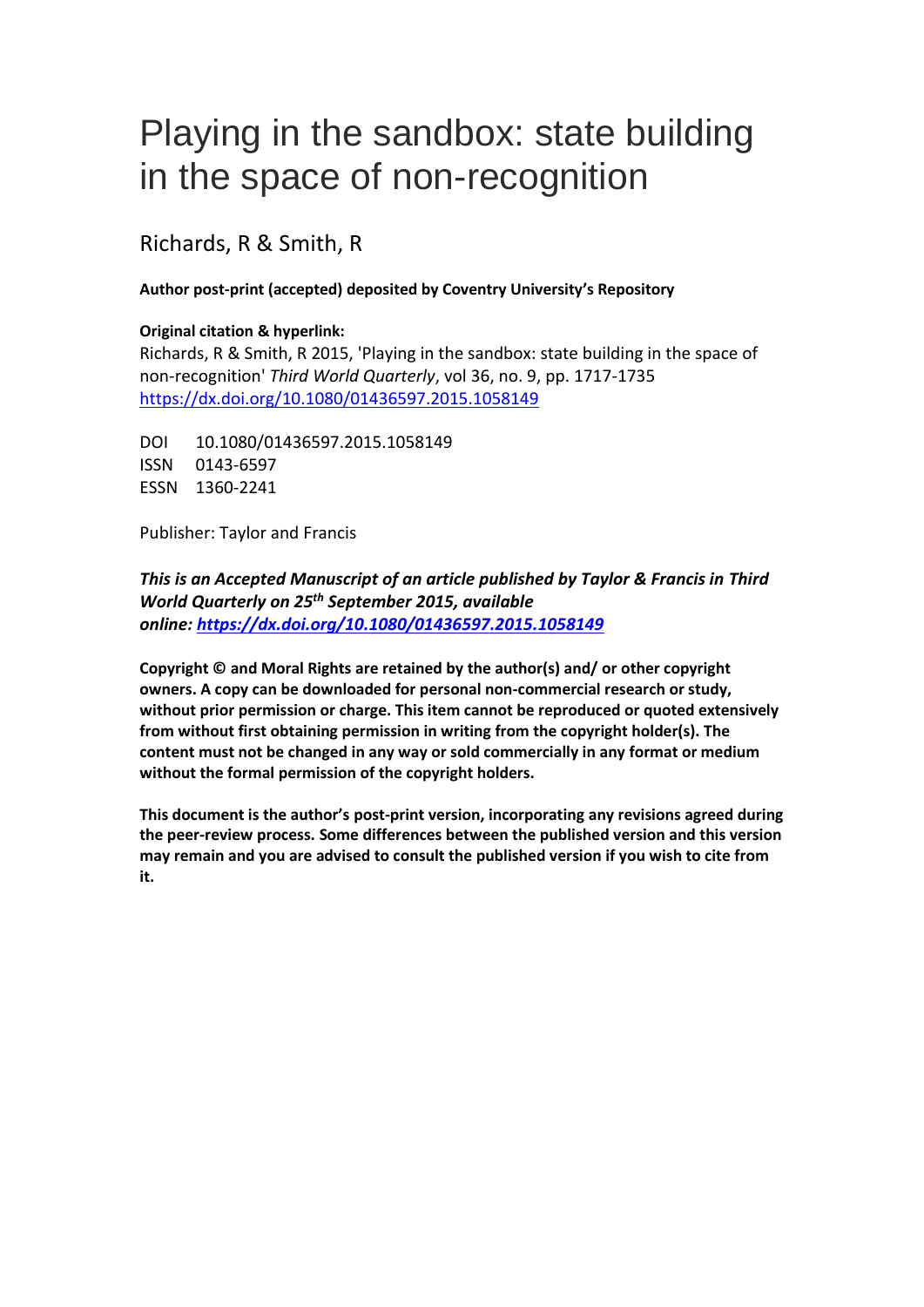# Playing in the sandbox: state building in the space of non-recognition

Richards, R & Smith, R

**Author post-print (accepted) deposited by Coventry University's Repository**

**Original citation & hyperlink:**

Richards, R & Smith, R 2015, 'Playing in the sandbox: state building in the space of non-recognition' *Third World Quarterly*, vol 36, no. 9, pp. 1717-1735
https://dx.doi.org/10.1080/01436597.2015.1058149

DOI 10.1080/01436597.2015.1058149
ISSN 0143-6597
ESSN 1360-2241

Publisher: Taylor and Francis

***This is an Accepted Manuscript of an article published by Taylor & Francis in Third World Quarterly on 25th September 2015, available online: https://dx.doi.org/10.1080/01436597.2015.1058149***

**Copyright © and Moral Rights are retained by the author(s) and/ or other copyright owners. A copy can be downloaded for personal non-commercial research or study, without prior permission or charge. This item cannot be reproduced or quoted extensively from without first obtaining permission in writing from the copyright holder(s). The content must not be changed in any way or sold commercially in any format or medium without the formal permission of the copyright holders.**

**This document is the author's post-print version, incorporating any revisions agreed during the peer-review process. Some differences between the published version and this version may remain and you are advised to consult the published version if you wish to cite from it.**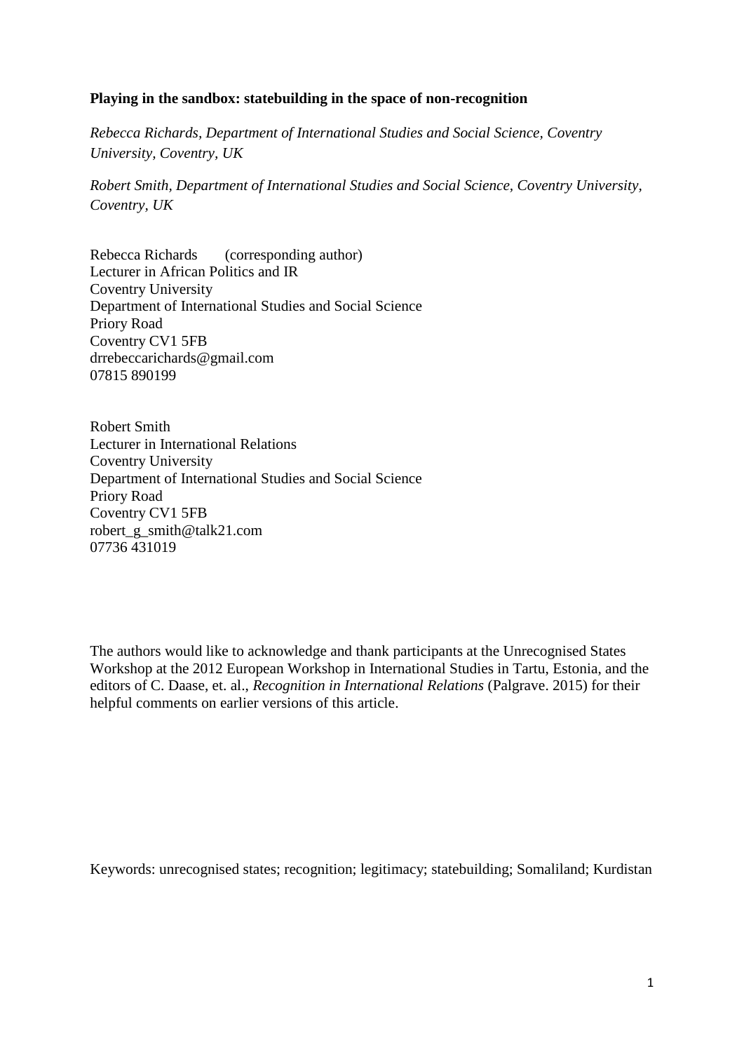**Playing in the sandbox: statebuilding in the space of non-recognition**

*Rebecca Richards, Department of International Studies and Social Science, Coventry University, Coventry, UK*

*Robert Smith, Department of International Studies and Social Science, Coventry University, Coventry, UK*

Rebecca Richards (corresponding author)
Lecturer in African Politics and IR
Coventry University
Department of International Studies and Social Science
Priory Road
Coventry CV1 5FB
drrebeccarichards@gmail.com
07815 890199

Robert Smith
Lecturer in International Relations
Coventry University
Department of International Studies and Social Science
Priory Road
Coventry CV1 5FB
robert_g_smith@talk21.com
07736 431019

The authors would like to acknowledge and thank participants at the Unrecognised States Workshop at the 2012 European Workshop in International Studies in Tartu, Estonia, and the editors of C. Daase, et. al., *Recognition in International Relations* (Palgrave. 2015) for their helpful comments on earlier versions of this article.

Keywords: unrecognised states; recognition; legitimacy; statebuilding; Somaliland; Kurdistan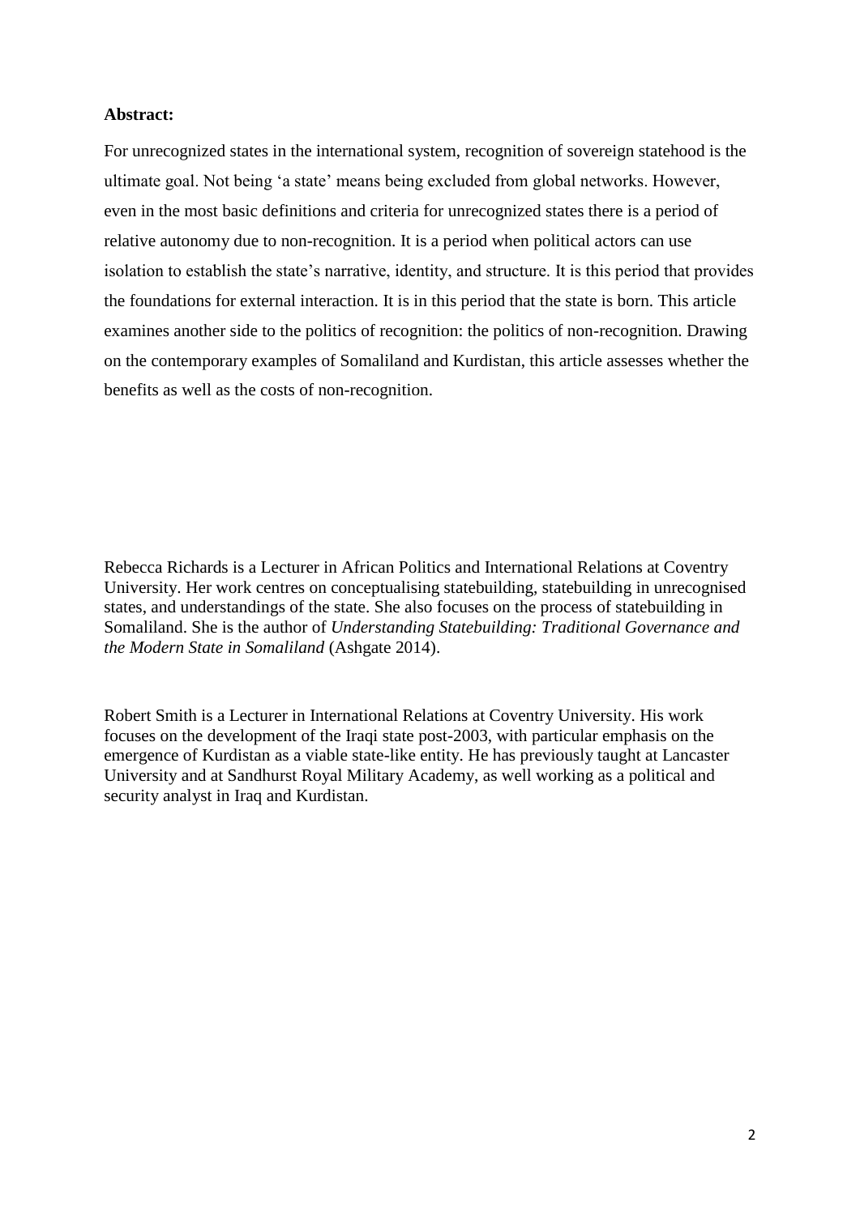**Abstract:**

For unrecognized states in the international system, recognition of sovereign statehood is the ultimate goal. Not being 'a state' means being excluded from global networks. However, even in the most basic definitions and criteria for unrecognized states there is a period of relative autonomy due to non-recognition. It is a period when political actors can use isolation to establish the state's narrative, identity, and structure. It is this period that provides the foundations for external interaction. It is in this period that the state is born. This article examines another side to the politics of recognition: the politics of non-recognition. Drawing on the contemporary examples of Somaliland and Kurdistan, this article assesses whether the benefits as well as the costs of non-recognition.

Rebecca Richards is a Lecturer in African Politics and International Relations at Coventry University. Her work centres on conceptualising statebuilding, statebuilding in unrecognised states, and understandings of the state. She also focuses on the process of statebuilding in Somaliland. She is the author of *Understanding Statebuilding: Traditional Governance and the Modern State in Somaliland* (Ashgate 2014).

Robert Smith is a Lecturer in International Relations at Coventry University. His work focuses on the development of the Iraqi state post-2003, with particular emphasis on the emergence of Kurdistan as a viable state-like entity. He has previously taught at Lancaster University and at Sandhurst Royal Military Academy, as well working as a political and security analyst in Iraq and Kurdistan.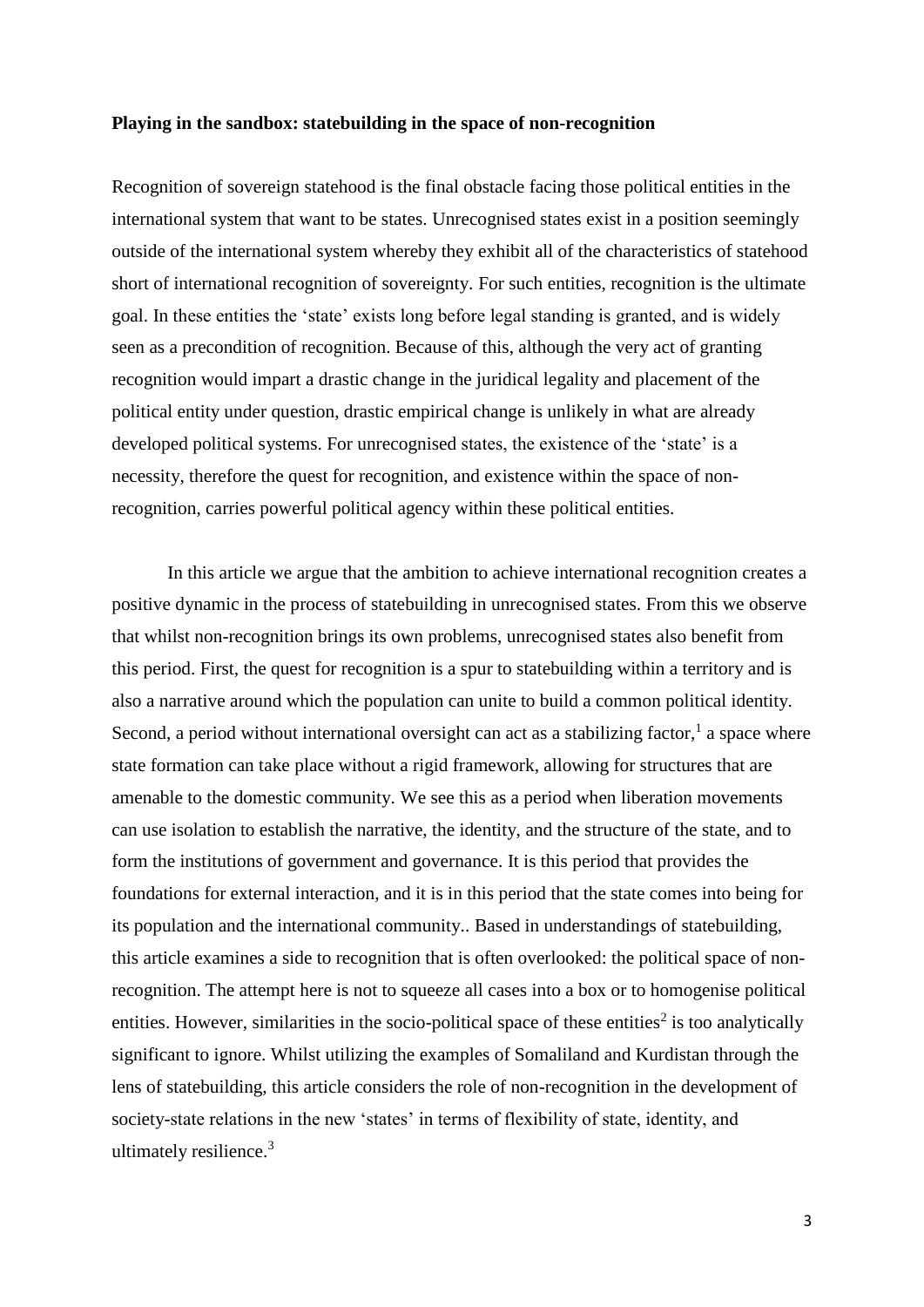**Playing in the sandbox: statebuilding in the space of non-recognition**

Recognition of sovereign statehood is the final obstacle facing those political entities in the international system that want to be states. Unrecognised states exist in a position seemingly outside of the international system whereby they exhibit all of the characteristics of statehood short of international recognition of sovereignty. For such entities, recognition is the ultimate goal. In these entities the 'state' exists long before legal standing is granted, and is widely seen as a precondition of recognition. Because of this, although the very act of granting recognition would impart a drastic change in the juridical legality and placement of the political entity under question, drastic empirical change is unlikely in what are already developed political systems. For unrecognised states, the existence of the 'state' is a necessity, therefore the quest for recognition, and existence within the space of non-recognition, carries powerful political agency within these political entities.

In this article we argue that the ambition to achieve international recognition creates a positive dynamic in the process of statebuilding in unrecognised states. From this we observe that whilst non-recognition brings its own problems, unrecognised states also benefit from this period. First, the quest for recognition is a spur to statebuilding within a territory and is also a narrative around which the population can unite to build a common political identity. Second, a period without international oversight can act as a stabilizing factor,[1] a space where state formation can take place without a rigid framework, allowing for structures that are amenable to the domestic community. We see this as a period when liberation movements can use isolation to establish the narrative, the identity, and the structure of the state, and to form the institutions of government and governance. It is this period that provides the foundations for external interaction, and it is in this period that the state comes into being for its population and the international community.. Based in understandings of statebuilding, this article examines a side to recognition that is often overlooked: the political space of non-recognition. The attempt here is not to squeeze all cases into a box or to homogenise political entities. However, similarities in the socio-political space of these entities[2] is too analytically significant to ignore. Whilst utilizing the examples of Somaliland and Kurdistan through the lens of statebuilding, this article considers the role of non-recognition in the development of society-state relations in the new 'states' in terms of flexibility of state, identity, and ultimately resilience.[3]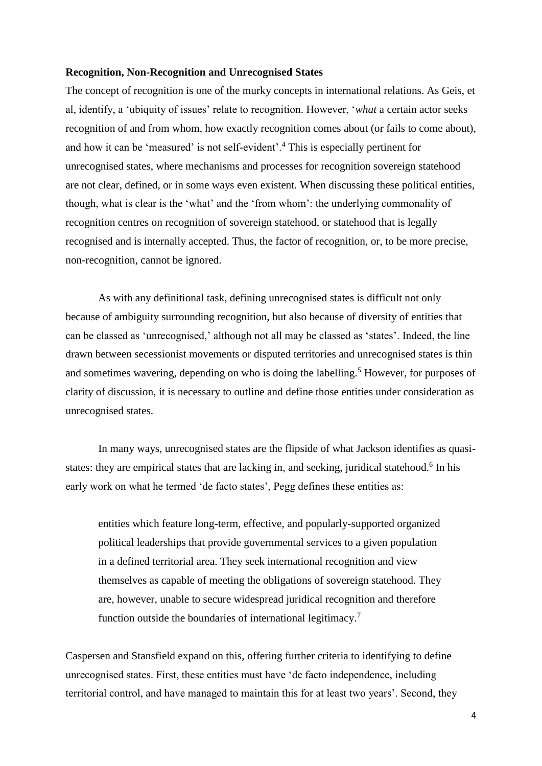### Recognition, Non-Recognition and Unrecognised States

The concept of recognition is one of the murky concepts in international relations. As Geis, et al, identify, a 'ubiquity of issues' relate to recognition. However, '*what* a certain actor seeks recognition of and from whom, how exactly recognition comes about (or fails to come about), and how it can be 'measured' is not self-evident'.[4] This is especially pertinent for unrecognised states, where mechanisms and processes for recognition sovereign statehood are not clear, defined, or in some ways even existent. When discussing these political entities, though, what is clear is the 'what' and the 'from whom': the underlying commonality of recognition centres on recognition of sovereign statehood, or statehood that is legally recognised and is internally accepted. Thus, the factor of recognition, or, to be more precise, non-recognition, cannot be ignored.

As with any definitional task, defining unrecognised states is difficult not only because of ambiguity surrounding recognition, but also because of diversity of entities that can be classed as 'unrecognised,' although not all may be classed as 'states'. Indeed, the line drawn between secessionist movements or disputed territories and unrecognised states is thin and sometimes wavering, depending on who is doing the labelling.[5] However, for purposes of clarity of discussion, it is necessary to outline and define those entities under consideration as unrecognised states.

In many ways, unrecognised states are the flipside of what Jackson identifies as quasi-states: they are empirical states that are lacking in, and seeking, juridical statehood.[6] In his early work on what he termed 'de facto states', Pegg defines these entities as:

> entities which feature long-term, effective, and popularly-supported organized political leaderships that provide governmental services to a given population in a defined territorial area. They seek international recognition and view themselves as capable of meeting the obligations of sovereign statehood. They are, however, unable to secure widespread juridical recognition and therefore function outside the boundaries of international legitimacy.[7]

Caspersen and Stansfield expand on this, offering further criteria to identifying to define unrecognised states. First, these entities must have 'de facto independence, including territorial control, and have managed to maintain this for at least two years'. Second, they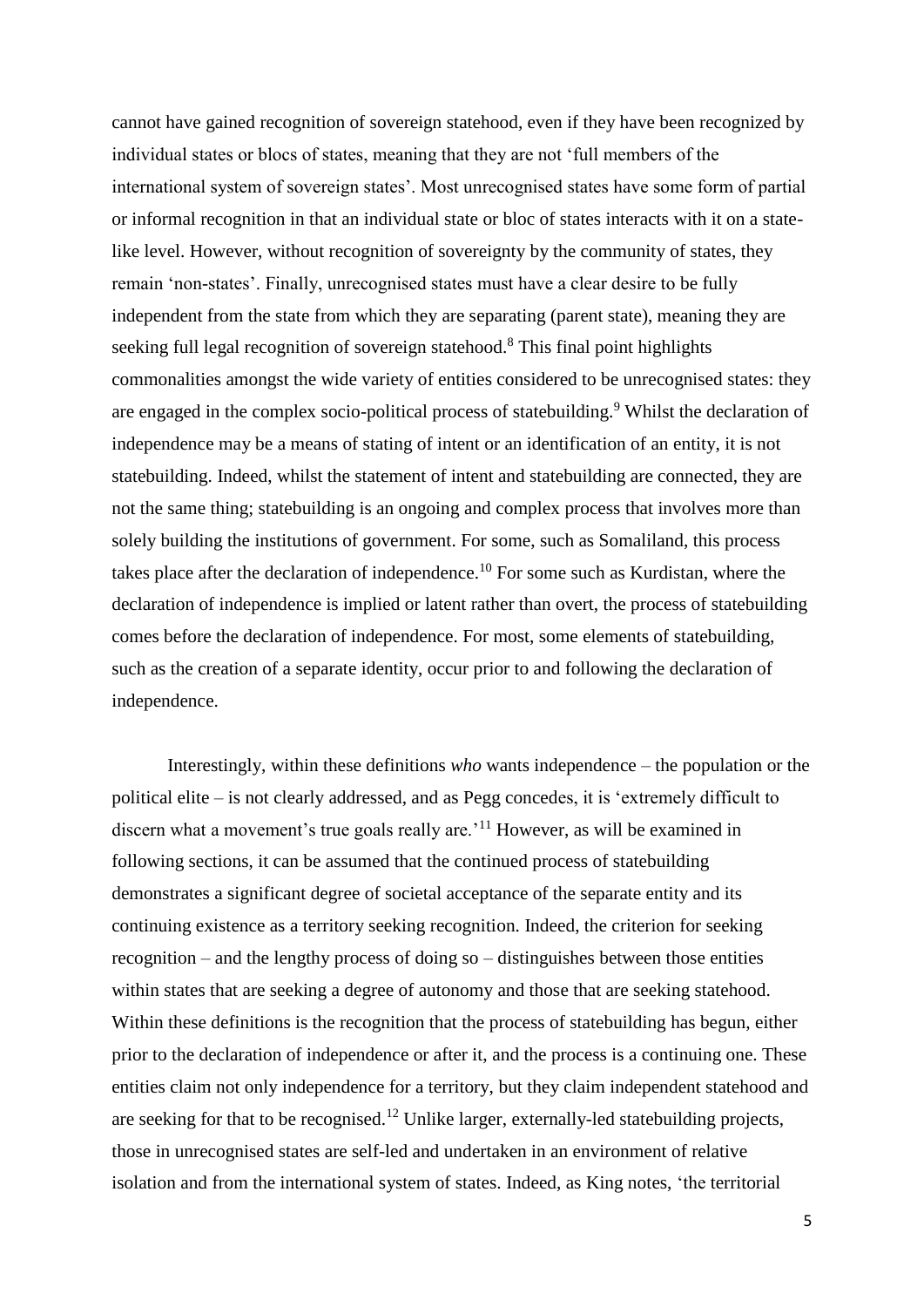cannot have gained recognition of sovereign statehood, even if they have been recognized by individual states or blocs of states, meaning that they are not 'full members of the international system of sovereign states'. Most unrecognised states have some form of partial or informal recognition in that an individual state or bloc of states interacts with it on a state-like level. However, without recognition of sovereignty by the community of states, they remain 'non-states'. Finally, unrecognised states must have a clear desire to be fully independent from the state from which they are separating (parent state), meaning they are seeking full legal recognition of sovereign statehood.[8] This final point highlights commonalities amongst the wide variety of entities considered to be unrecognised states: they are engaged in the complex socio-political process of statebuilding.[9] Whilst the declaration of independence may be a means of stating of intent or an identification of an entity, it is not statebuilding. Indeed, whilst the statement of intent and statebuilding are connected, they are not the same thing; statebuilding is an ongoing and complex process that involves more than solely building the institutions of government. For some, such as Somaliland, this process takes place after the declaration of independence.[10] For some such as Kurdistan, where the declaration of independence is implied or latent rather than overt, the process of statebuilding comes before the declaration of independence. For most, some elements of statebuilding, such as the creation of a separate identity, occur prior to and following the declaration of independence.

Interestingly, within these definitions *who* wants independence – the population or the political elite – is not clearly addressed, and as Pegg concedes, it is 'extremely difficult to discern what a movement's true goals really are.'[11] However, as will be examined in following sections, it can be assumed that the continued process of statebuilding demonstrates a significant degree of societal acceptance of the separate entity and its continuing existence as a territory seeking recognition. Indeed, the criterion for seeking recognition – and the lengthy process of doing so – distinguishes between those entities within states that are seeking a degree of autonomy and those that are seeking statehood. Within these definitions is the recognition that the process of statebuilding has begun, either prior to the declaration of independence or after it, and the process is a continuing one. These entities claim not only independence for a territory, but they claim independent statehood and are seeking for that to be recognised.[12] Unlike larger, externally-led statebuilding projects, those in unrecognised states are self-led and undertaken in an environment of relative isolation and from the international system of states. Indeed, as King notes, 'the territorial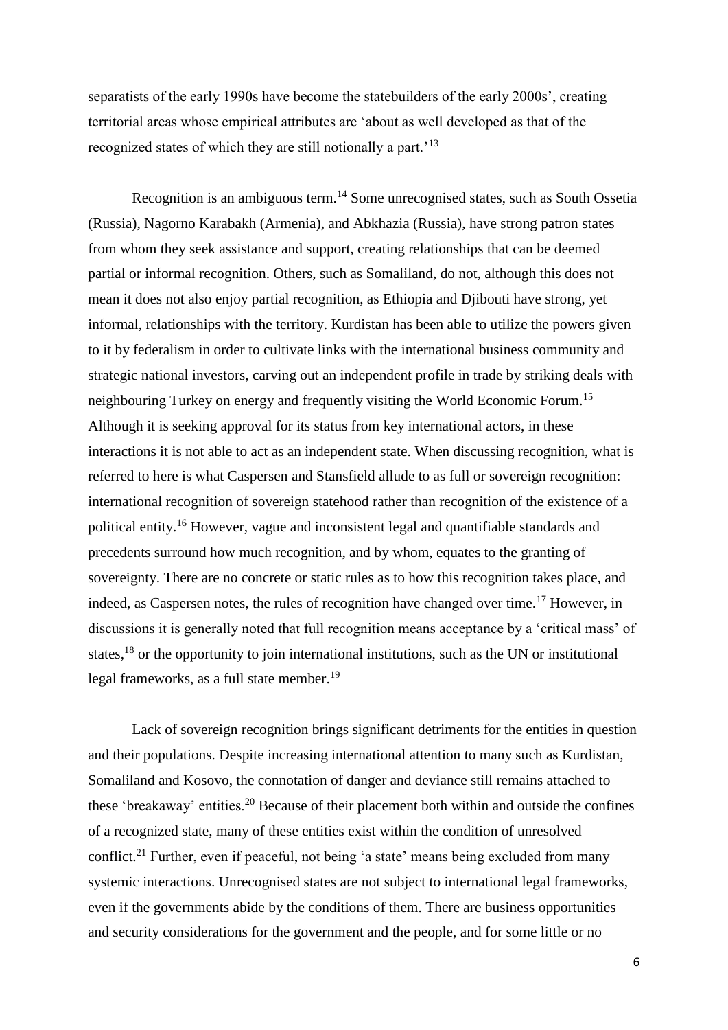separatists of the early 1990s have become the statebuilders of the early 2000s', creating territorial areas whose empirical attributes are 'about as well developed as that of the recognized states of which they are still notionally a part.'[13]

Recognition is an ambiguous term.[14] Some unrecognised states, such as South Ossetia (Russia), Nagorno Karabakh (Armenia), and Abkhazia (Russia), have strong patron states from whom they seek assistance and support, creating relationships that can be deemed partial or informal recognition. Others, such as Somaliland, do not, although this does not mean it does not also enjoy partial recognition, as Ethiopia and Djibouti have strong, yet informal, relationships with the territory. Kurdistan has been able to utilize the powers given to it by federalism in order to cultivate links with the international business community and strategic national investors, carving out an independent profile in trade by striking deals with neighbouring Turkey on energy and frequently visiting the World Economic Forum.[15] Although it is seeking approval for its status from key international actors, in these interactions it is not able to act as an independent state. When discussing recognition, what is referred to here is what Caspersen and Stansfield allude to as full or sovereign recognition: international recognition of sovereign statehood rather than recognition of the existence of a political entity.[16] However, vague and inconsistent legal and quantifiable standards and precedents surround how much recognition, and by whom, equates to the granting of sovereignty. There are no concrete or static rules as to how this recognition takes place, and indeed, as Caspersen notes, the rules of recognition have changed over time.[17] However, in discussions it is generally noted that full recognition means acceptance by a 'critical mass' of states,[18] or the opportunity to join international institutions, such as the UN or institutional legal frameworks, as a full state member.[19]

Lack of sovereign recognition brings significant detriments for the entities in question and their populations. Despite increasing international attention to many such as Kurdistan, Somaliland and Kosovo, the connotation of danger and deviance still remains attached to these 'breakaway' entities.[20] Because of their placement both within and outside the confines of a recognized state, many of these entities exist within the condition of unresolved conflict.[21] Further, even if peaceful, not being 'a state' means being excluded from many systemic interactions. Unrecognised states are not subject to international legal frameworks, even if the governments abide by the conditions of them. There are business opportunities and security considerations for the government and the people, and for some little or no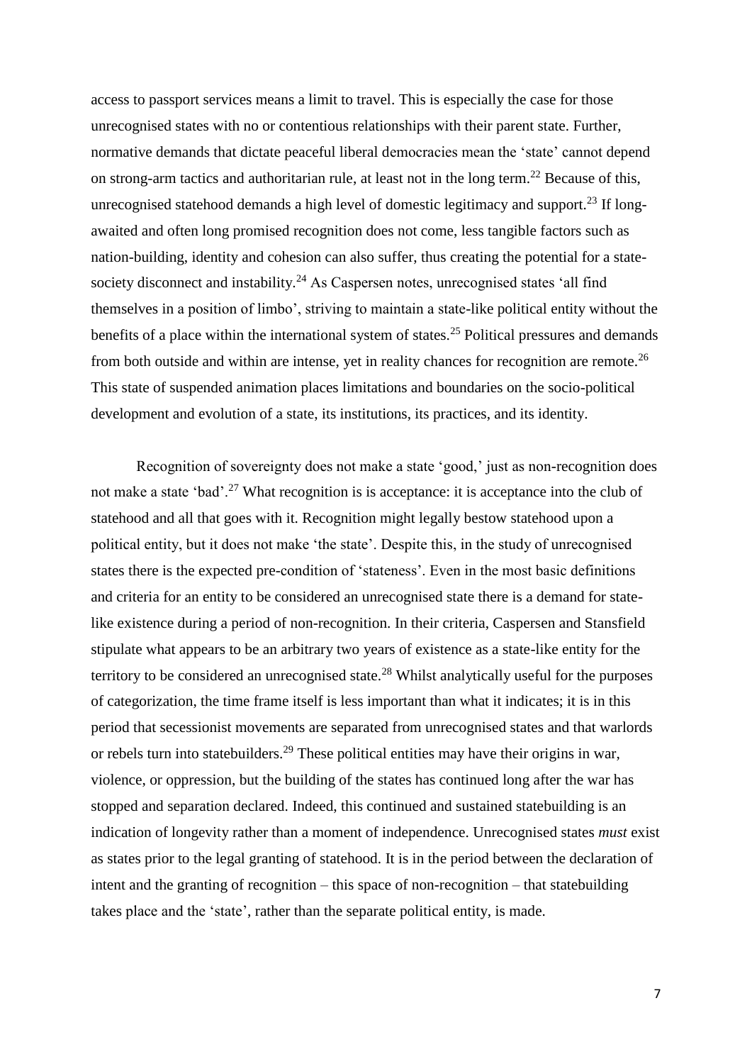access to passport services means a limit to travel. This is especially the case for those unrecognised states with no or contentious relationships with their parent state. Further, normative demands that dictate peaceful liberal democracies mean the 'state' cannot depend on strong-arm tactics and authoritarian rule, at least not in the long term.[22] Because of this, unrecognised statehood demands a high level of domestic legitimacy and support.[23] If long-awaited and often long promised recognition does not come, less tangible factors such as nation-building, identity and cohesion can also suffer, thus creating the potential for a state-society disconnect and instability.[24] As Caspersen notes, unrecognised states 'all find themselves in a position of limbo', striving to maintain a state-like political entity without the benefits of a place within the international system of states.[25] Political pressures and demands from both outside and within are intense, yet in reality chances for recognition are remote.[26] This state of suspended animation places limitations and boundaries on the socio-political development and evolution of a state, its institutions, its practices, and its identity.

Recognition of sovereignty does not make a state 'good,' just as non-recognition does not make a state 'bad'.[27] What recognition is is acceptance: it is acceptance into the club of statehood and all that goes with it. Recognition might legally bestow statehood upon a political entity, but it does not make 'the state'. Despite this, in the study of unrecognised states there is the expected pre-condition of 'stateness'. Even in the most basic definitions and criteria for an entity to be considered an unrecognised state there is a demand for state-like existence during a period of non-recognition. In their criteria, Caspersen and Stansfield stipulate what appears to be an arbitrary two years of existence as a state-like entity for the territory to be considered an unrecognised state.[28] Whilst analytically useful for the purposes of categorization, the time frame itself is less important than what it indicates; it is in this period that secessionist movements are separated from unrecognised states and that warlords or rebels turn into statebuilders.[29] These political entities may have their origins in war, violence, or oppression, but the building of the states has continued long after the war has stopped and separation declared. Indeed, this continued and sustained statebuilding is an indication of longevity rather than a moment of independence. Unrecognised states *must* exist as states prior to the legal granting of statehood. It is in the period between the declaration of intent and the granting of recognition – this space of non-recognition – that statebuilding takes place and the 'state', rather than the separate political entity, is made.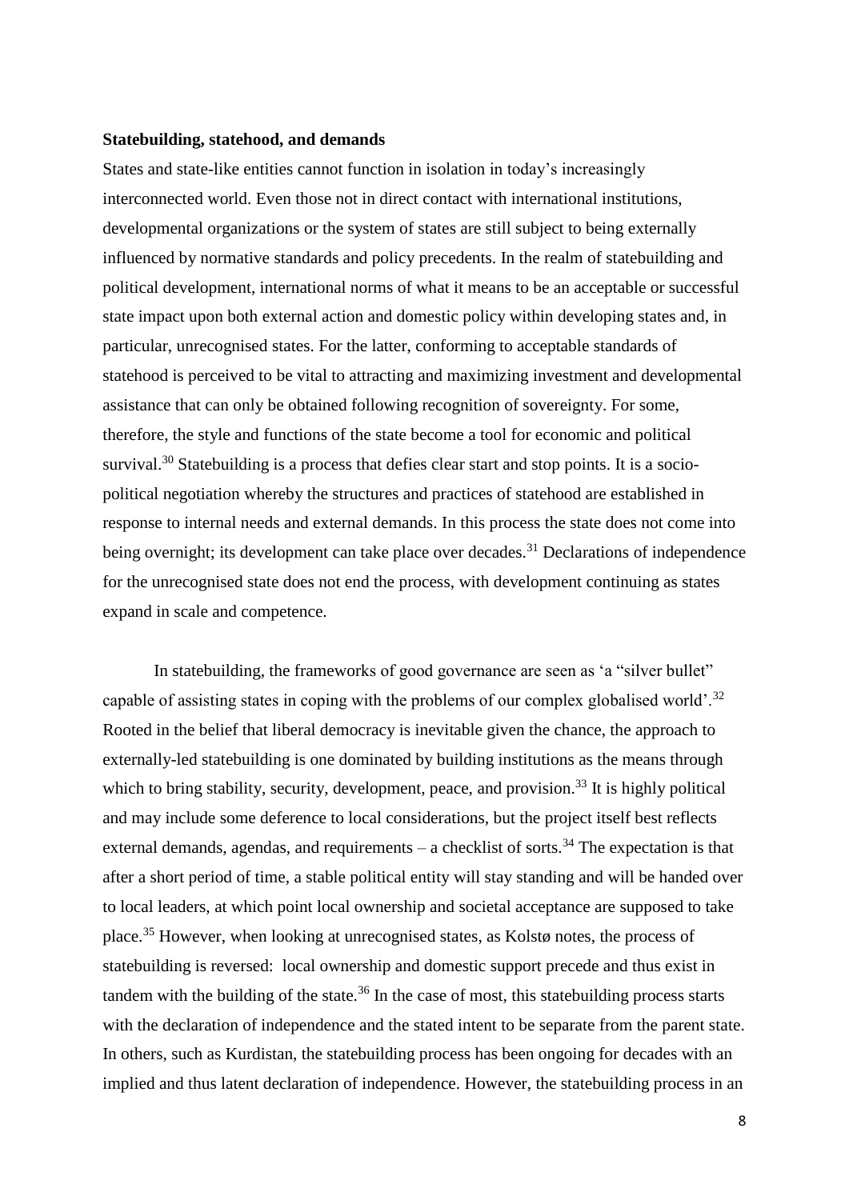**Statebuilding, statehood, and demands**

States and state-like entities cannot function in isolation in today's increasingly interconnected world. Even those not in direct contact with international institutions, developmental organizations or the system of states are still subject to being externally influenced by normative standards and policy precedents. In the realm of statebuilding and political development, international norms of what it means to be an acceptable or successful state impact upon both external action and domestic policy within developing states and, in particular, unrecognised states. For the latter, conforming to acceptable standards of statehood is perceived to be vital to attracting and maximizing investment and developmental assistance that can only be obtained following recognition of sovereignty. For some, therefore, the style and functions of the state become a tool for economic and political survival.[30] Statebuilding is a process that defies clear start and stop points. It is a socio-political negotiation whereby the structures and practices of statehood are established in response to internal needs and external demands. In this process the state does not come into being overnight; its development can take place over decades.[31] Declarations of independence for the unrecognised state does not end the process, with development continuing as states expand in scale and competence.

In statebuilding, the frameworks of good governance are seen as 'a "silver bullet" capable of assisting states in coping with the problems of our complex globalised world'.[32] Rooted in the belief that liberal democracy is inevitable given the chance, the approach to externally-led statebuilding is one dominated by building institutions as the means through which to bring stability, security, development, peace, and provision.[33] It is highly political and may include some deference to local considerations, but the project itself best reflects external demands, agendas, and requirements – a checklist of sorts.[34] The expectation is that after a short period of time, a stable political entity will stay standing and will be handed over to local leaders, at which point local ownership and societal acceptance are supposed to take place.[35] However, when looking at unrecognised states, as Kolstø notes, the process of statebuilding is reversed: local ownership and domestic support precede and thus exist in tandem with the building of the state.[36] In the case of most, this statebuilding process starts with the declaration of independence and the stated intent to be separate from the parent state. In others, such as Kurdistan, the statebuilding process has been ongoing for decades with an implied and thus latent declaration of independence. However, the statebuilding process in an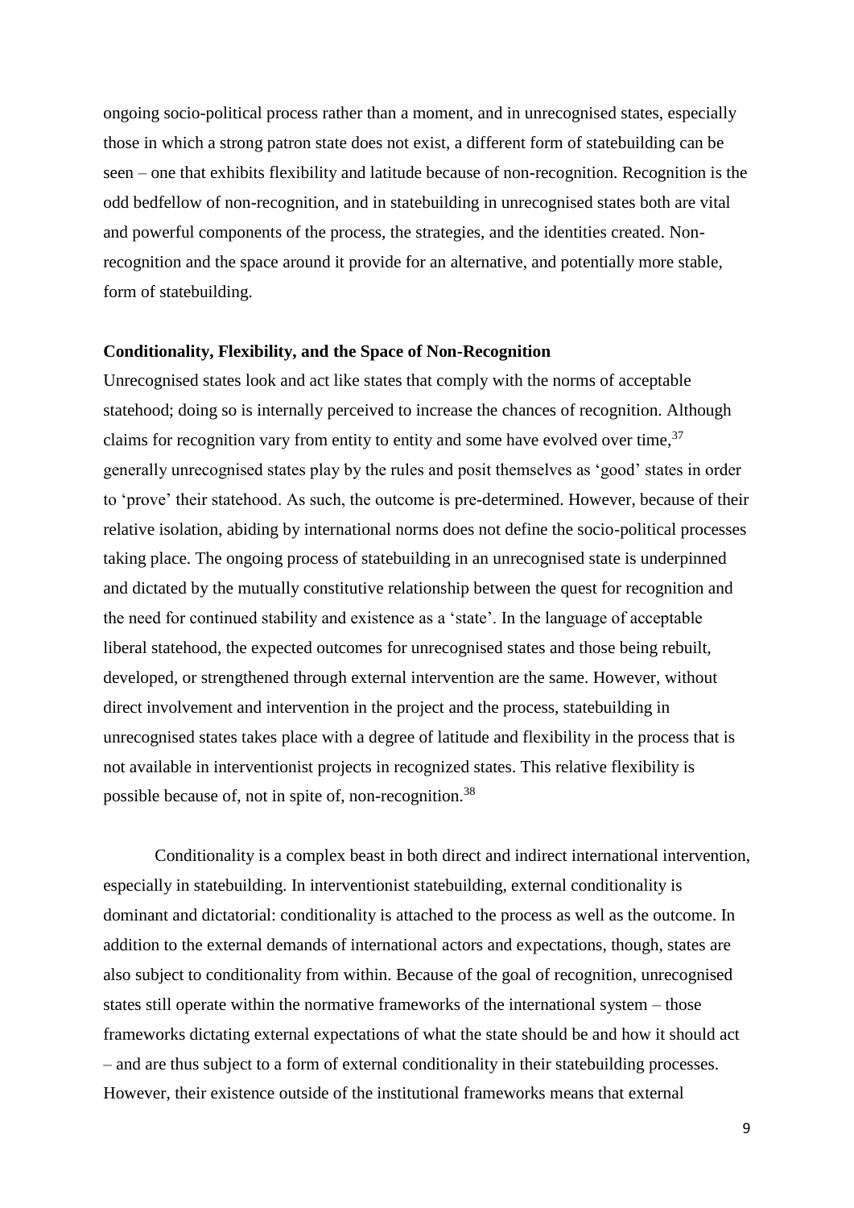ongoing socio-political process rather than a moment, and in unrecognised states, especially those in which a strong patron state does not exist, a different form of statebuilding can be seen – one that exhibits flexibility and latitude because of non-recognition. Recognition is the odd bedfellow of non-recognition, and in statebuilding in unrecognised states both are vital and powerful components of the process, the strategies, and the identities created. Non-recognition and the space around it provide for an alternative, and potentially more stable, form of statebuilding.

**Conditionality, Flexibility, and the Space of Non-Recognition**

Unrecognised states look and act like states that comply with the norms of acceptable statehood; doing so is internally perceived to increase the chances of recognition. Although claims for recognition vary from entity to entity and some have evolved over time,[37] generally unrecognised states play by the rules and posit themselves as 'good' states in order to 'prove' their statehood. As such, the outcome is pre-determined. However, because of their relative isolation, abiding by international norms does not define the socio-political processes taking place. The ongoing process of statebuilding in an unrecognised state is underpinned and dictated by the mutually constitutive relationship between the quest for recognition and the need for continued stability and existence as a 'state'. In the language of acceptable liberal statehood, the expected outcomes for unrecognised states and those being rebuilt, developed, or strengthened through external intervention are the same. However, without direct involvement and intervention in the project and the process, statebuilding in unrecognised states takes place with a degree of latitude and flexibility in the process that is not available in interventionist projects in recognized states. This relative flexibility is possible because of, not in spite of, non-recognition.[38]

Conditionality is a complex beast in both direct and indirect international intervention, especially in statebuilding. In interventionist statebuilding, external conditionality is dominant and dictatorial: conditionality is attached to the process as well as the outcome. In addition to the external demands of international actors and expectations, though, states are also subject to conditionality from within. Because of the goal of recognition, unrecognised states still operate within the normative frameworks of the international system – those frameworks dictating external expectations of what the state should be and how it should act – and are thus subject to a form of external conditionality in their statebuilding processes. However, their existence outside of the institutional frameworks means that external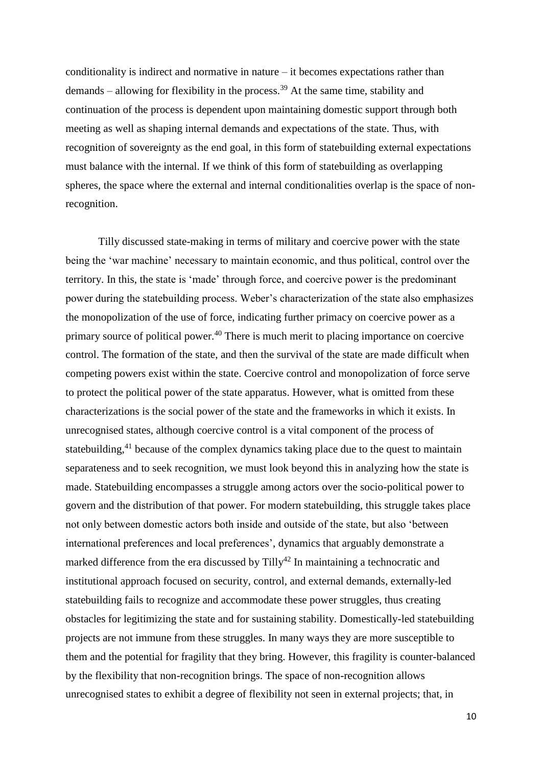conditionality is indirect and normative in nature – it becomes expectations rather than demands – allowing for flexibility in the process.[39] At the same time, stability and continuation of the process is dependent upon maintaining domestic support through both meeting as well as shaping internal demands and expectations of the state. Thus, with recognition of sovereignty as the end goal, in this form of statebuilding external expectations must balance with the internal. If we think of this form of statebuilding as overlapping spheres, the space where the external and internal conditionalities overlap is the space of non-recognition.

Tilly discussed state-making in terms of military and coercive power with the state being the 'war machine' necessary to maintain economic, and thus political, control over the territory. In this, the state is 'made' through force, and coercive power is the predominant power during the statebuilding process. Weber's characterization of the state also emphasizes the monopolization of the use of force, indicating further primacy on coercive power as a primary source of political power.[40] There is much merit to placing importance on coercive control. The formation of the state, and then the survival of the state are made difficult when competing powers exist within the state. Coercive control and monopolization of force serve to protect the political power of the state apparatus. However, what is omitted from these characterizations is the social power of the state and the frameworks in which it exists. In unrecognised states, although coercive control is a vital component of the process of statebuilding,[41] because of the complex dynamics taking place due to the quest to maintain separateness and to seek recognition, we must look beyond this in analyzing how the state is made. Statebuilding encompasses a struggle among actors over the socio-political power to govern and the distribution of that power. For modern statebuilding, this struggle takes place not only between domestic actors both inside and outside of the state, but also 'between international preferences and local preferences', dynamics that arguably demonstrate a marked difference from the era discussed by Tilly[42] In maintaining a technocratic and institutional approach focused on security, control, and external demands, externally-led statebuilding fails to recognize and accommodate these power struggles, thus creating obstacles for legitimizing the state and for sustaining stability. Domestically-led statebuilding projects are not immune from these struggles. In many ways they are more susceptible to them and the potential for fragility that they bring. However, this fragility is counter-balanced by the flexibility that non-recognition brings. The space of non-recognition allows unrecognised states to exhibit a degree of flexibility not seen in external projects; that, in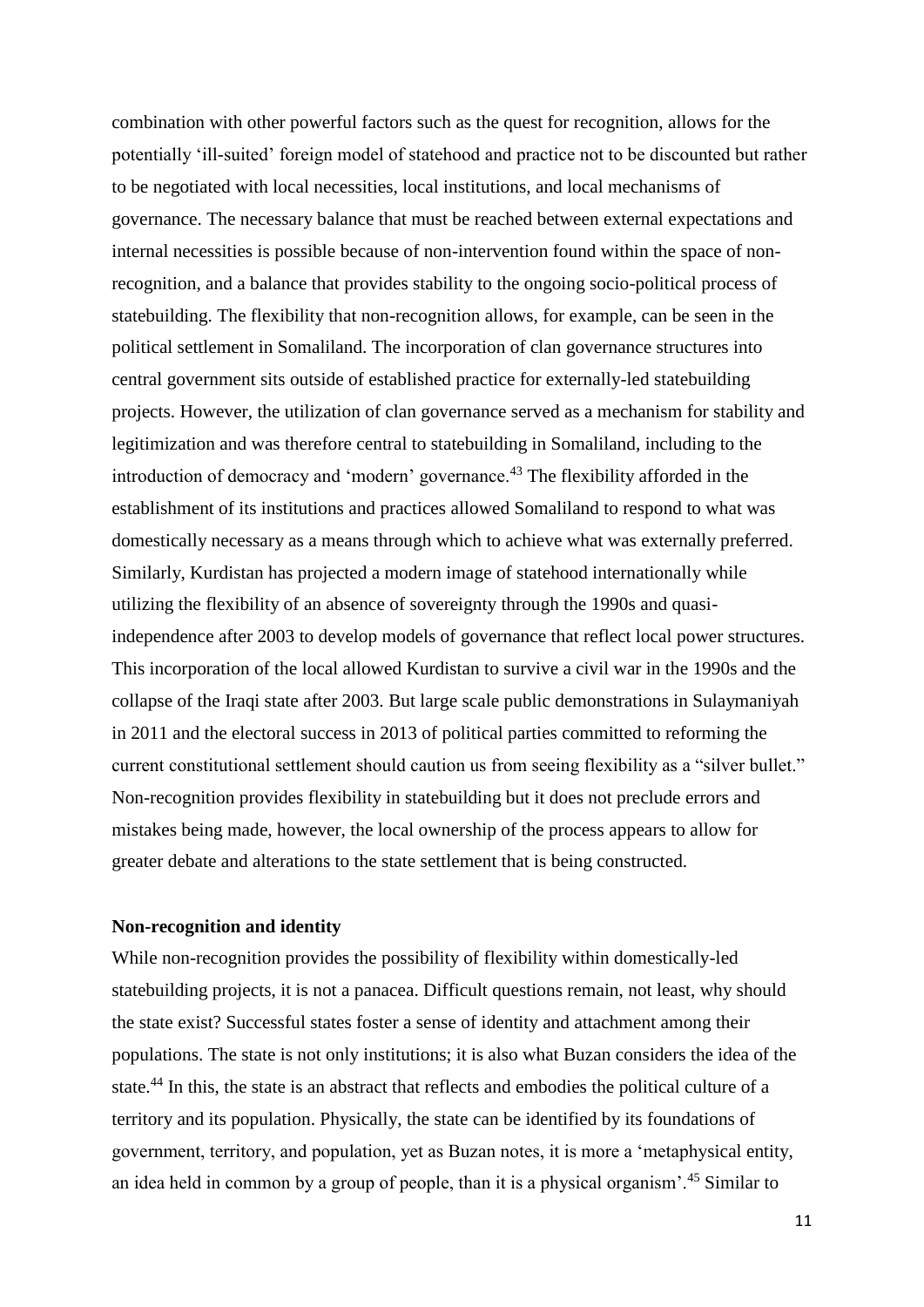combination with other powerful factors such as the quest for recognition, allows for the potentially 'ill-suited' foreign model of statehood and practice not to be discounted but rather to be negotiated with local necessities, local institutions, and local mechanisms of governance. The necessary balance that must be reached between external expectations and internal necessities is possible because of non-intervention found within the space of non-recognition, and a balance that provides stability to the ongoing socio-political process of statebuilding. The flexibility that non-recognition allows, for example, can be seen in the political settlement in Somaliland. The incorporation of clan governance structures into central government sits outside of established practice for externally-led statebuilding projects. However, the utilization of clan governance served as a mechanism for stability and legitimization and was therefore central to statebuilding in Somaliland, including to the introduction of democracy and 'modern' governance.[43] The flexibility afforded in the establishment of its institutions and practices allowed Somaliland to respond to what was domestically necessary as a means through which to achieve what was externally preferred. Similarly, Kurdistan has projected a modern image of statehood internationally while utilizing the flexibility of an absence of sovereignty through the 1990s and quasi-independence after 2003 to develop models of governance that reflect local power structures. This incorporation of the local allowed Kurdistan to survive a civil war in the 1990s and the collapse of the Iraqi state after 2003. But large scale public demonstrations in Sulaymaniyah in 2011 and the electoral success in 2013 of political parties committed to reforming the current constitutional settlement should caution us from seeing flexibility as a "silver bullet." Non-recognition provides flexibility in statebuilding but it does not preclude errors and mistakes being made, however, the local ownership of the process appears to allow for greater debate and alterations to the state settlement that is being constructed.

**Non-recognition and identity**

While non-recognition provides the possibility of flexibility within domestically-led statebuilding projects, it is not a panacea. Difficult questions remain, not least, why should the state exist? Successful states foster a sense of identity and attachment among their populations. The state is not only institutions; it is also what Buzan considers the idea of the state.[44] In this, the state is an abstract that reflects and embodies the political culture of a territory and its population. Physically, the state can be identified by its foundations of government, territory, and population, yet as Buzan notes, it is more a 'metaphysical entity, an idea held in common by a group of people, than it is a physical organism'.[45] Similar to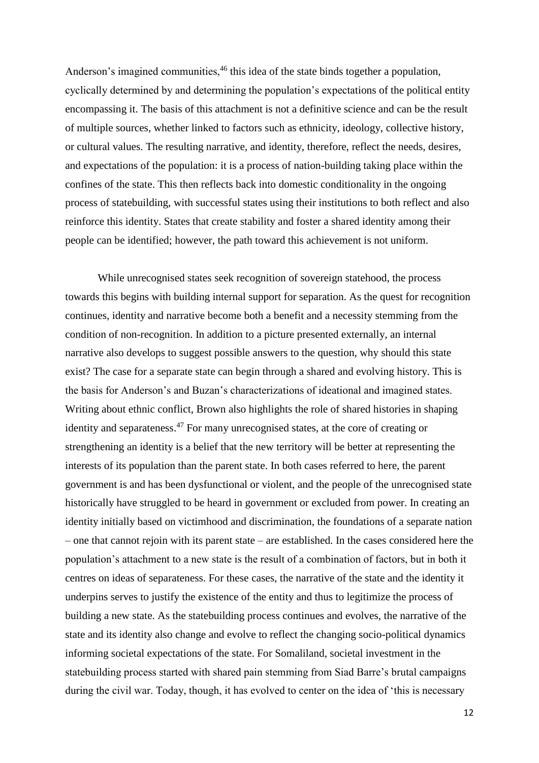Anderson's imagined communities,[46] this idea of the state binds together a population, cyclically determined by and determining the population's expectations of the political entity encompassing it. The basis of this attachment is not a definitive science and can be the result of multiple sources, whether linked to factors such as ethnicity, ideology, collective history, or cultural values. The resulting narrative, and identity, therefore, reflect the needs, desires, and expectations of the population: it is a process of nation-building taking place within the confines of the state. This then reflects back into domestic conditionality in the ongoing process of statebuilding, with successful states using their institutions to both reflect and also reinforce this identity. States that create stability and foster a shared identity among their people can be identified; however, the path toward this achievement is not uniform.

While unrecognised states seek recognition of sovereign statehood, the process towards this begins with building internal support for separation. As the quest for recognition continues, identity and narrative become both a benefit and a necessity stemming from the condition of non-recognition. In addition to a picture presented externally, an internal narrative also develops to suggest possible answers to the question, why should this state exist? The case for a separate state can begin through a shared and evolving history. This is the basis for Anderson's and Buzan's characterizations of ideational and imagined states. Writing about ethnic conflict, Brown also highlights the role of shared histories in shaping identity and separateness.[47] For many unrecognised states, at the core of creating or strengthening an identity is a belief that the new territory will be better at representing the interests of its population than the parent state. In both cases referred to here, the parent government is and has been dysfunctional or violent, and the people of the unrecognised state historically have struggled to be heard in government or excluded from power. In creating an identity initially based on victimhood and discrimination, the foundations of a separate nation – one that cannot rejoin with its parent state – are established. In the cases considered here the population's attachment to a new state is the result of a combination of factors, but in both it centres on ideas of separateness. For these cases, the narrative of the state and the identity it underpins serves to justify the existence of the entity and thus to legitimize the process of building a new state. As the statebuilding process continues and evolves, the narrative of the state and its identity also change and evolve to reflect the changing socio-political dynamics informing societal expectations of the state. For Somaliland, societal investment in the statebuilding process started with shared pain stemming from Siad Barre's brutal campaigns during the civil war. Today, though, it has evolved to center on the idea of 'this is necessary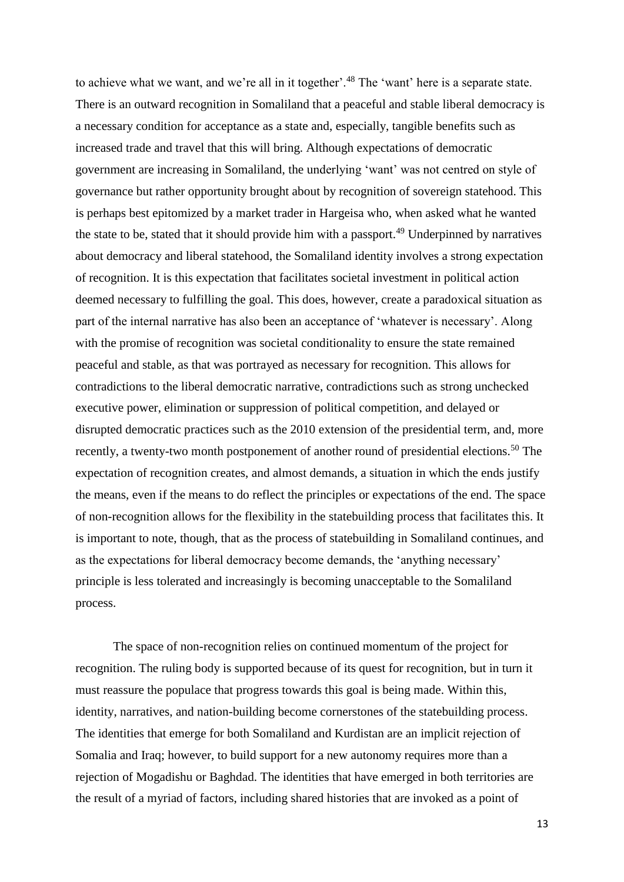to achieve what we want, and we're all in it together'.[48] The 'want' here is a separate state. There is an outward recognition in Somaliland that a peaceful and stable liberal democracy is a necessary condition for acceptance as a state and, especially, tangible benefits such as increased trade and travel that this will bring. Although expectations of democratic government are increasing in Somaliland, the underlying 'want' was not centred on style of governance but rather opportunity brought about by recognition of sovereign statehood. This is perhaps best epitomized by a market trader in Hargeisa who, when asked what he wanted the state to be, stated that it should provide him with a passport.[49] Underpinned by narratives about democracy and liberal statehood, the Somaliland identity involves a strong expectation of recognition. It is this expectation that facilitates societal investment in political action deemed necessary to fulfilling the goal. This does, however, create a paradoxical situation as part of the internal narrative has also been an acceptance of 'whatever is necessary'. Along with the promise of recognition was societal conditionality to ensure the state remained peaceful and stable, as that was portrayed as necessary for recognition. This allows for contradictions to the liberal democratic narrative, contradictions such as strong unchecked executive power, elimination or suppression of political competition, and delayed or disrupted democratic practices such as the 2010 extension of the presidential term, and, more recently, a twenty-two month postponement of another round of presidential elections.[50] The expectation of recognition creates, and almost demands, a situation in which the ends justify the means, even if the means to do reflect the principles or expectations of the end. The space of non-recognition allows for the flexibility in the statebuilding process that facilitates this. It is important to note, though, that as the process of statebuilding in Somaliland continues, and as the expectations for liberal democracy become demands, the 'anything necessary' principle is less tolerated and increasingly is becoming unacceptable to the Somaliland process.

The space of non-recognition relies on continued momentum of the project for recognition. The ruling body is supported because of its quest for recognition, but in turn it must reassure the populace that progress towards this goal is being made. Within this, identity, narratives, and nation-building become cornerstones of the statebuilding process. The identities that emerge for both Somaliland and Kurdistan are an implicit rejection of Somalia and Iraq; however, to build support for a new autonomy requires more than a rejection of Mogadishu or Baghdad. The identities that have emerged in both territories are the result of a myriad of factors, including shared histories that are invoked as a point of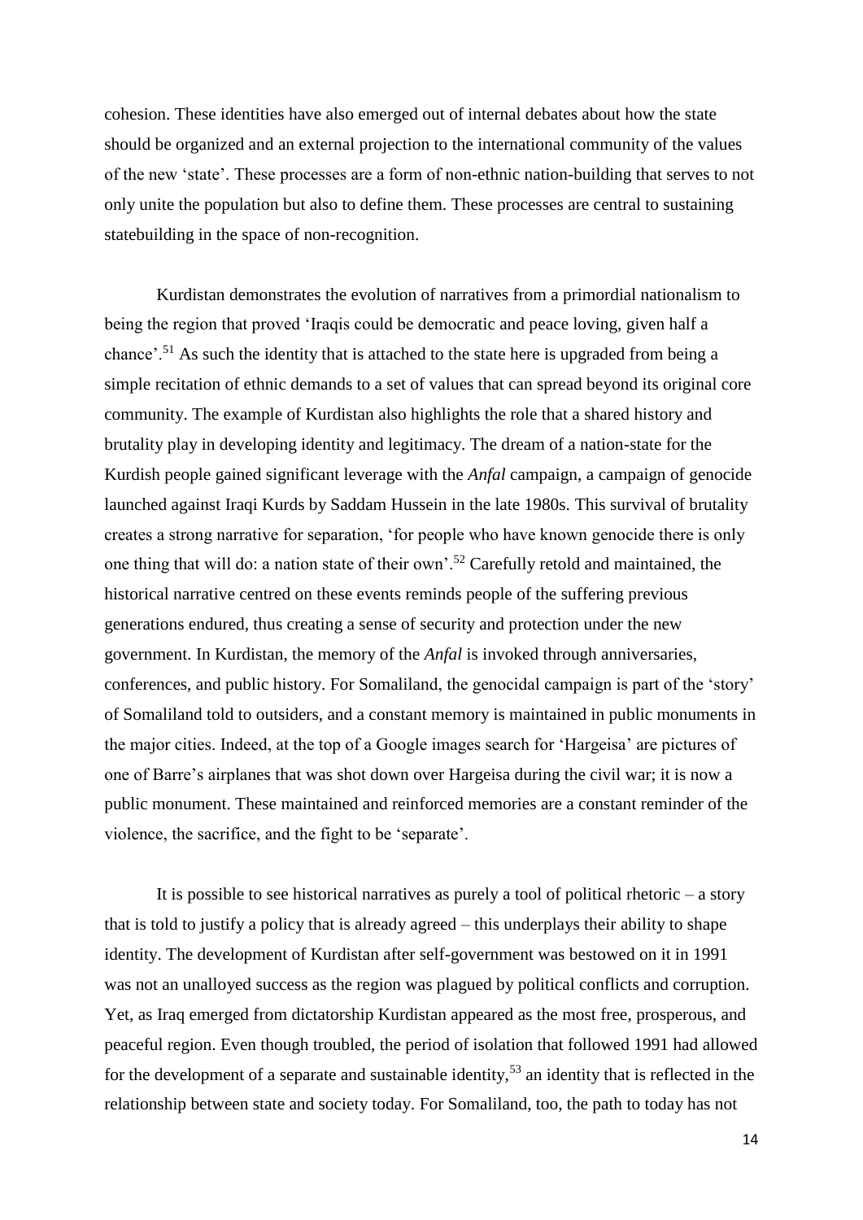cohesion. These identities have also emerged out of internal debates about how the state should be organized and an external projection to the international community of the values of the new 'state'. These processes are a form of non-ethnic nation-building that serves to not only unite the population but also to define them. These processes are central to sustaining statebuilding in the space of non-recognition.

Kurdistan demonstrates the evolution of narratives from a primordial nationalism to being the region that proved 'Iraqis could be democratic and peace loving, given half a chance'.[51] As such the identity that is attached to the state here is upgraded from being a simple recitation of ethnic demands to a set of values that can spread beyond its original core community. The example of Kurdistan also highlights the role that a shared history and brutality play in developing identity and legitimacy. The dream of a nation-state for the Kurdish people gained significant leverage with the *Anfal* campaign, a campaign of genocide launched against Iraqi Kurds by Saddam Hussein in the late 1980s. This survival of brutality creates a strong narrative for separation, 'for people who have known genocide there is only one thing that will do: a nation state of their own'.[52] Carefully retold and maintained, the historical narrative centred on these events reminds people of the suffering previous generations endured, thus creating a sense of security and protection under the new government. In Kurdistan, the memory of the *Anfal* is invoked through anniversaries, conferences, and public history. For Somaliland, the genocidal campaign is part of the 'story' of Somaliland told to outsiders, and a constant memory is maintained in public monuments in the major cities. Indeed, at the top of a Google images search for 'Hargeisa' are pictures of one of Barre's airplanes that was shot down over Hargeisa during the civil war; it is now a public monument. These maintained and reinforced memories are a constant reminder of the violence, the sacrifice, and the fight to be 'separate'.

It is possible to see historical narratives as purely a tool of political rhetoric – a story that is told to justify a policy that is already agreed – this underplays their ability to shape identity. The development of Kurdistan after self-government was bestowed on it in 1991 was not an unalloyed success as the region was plagued by political conflicts and corruption. Yet, as Iraq emerged from dictatorship Kurdistan appeared as the most free, prosperous, and peaceful region. Even though troubled, the period of isolation that followed 1991 had allowed for the development of a separate and sustainable identity,[53] an identity that is reflected in the relationship between state and society today. For Somaliland, too, the path to today has not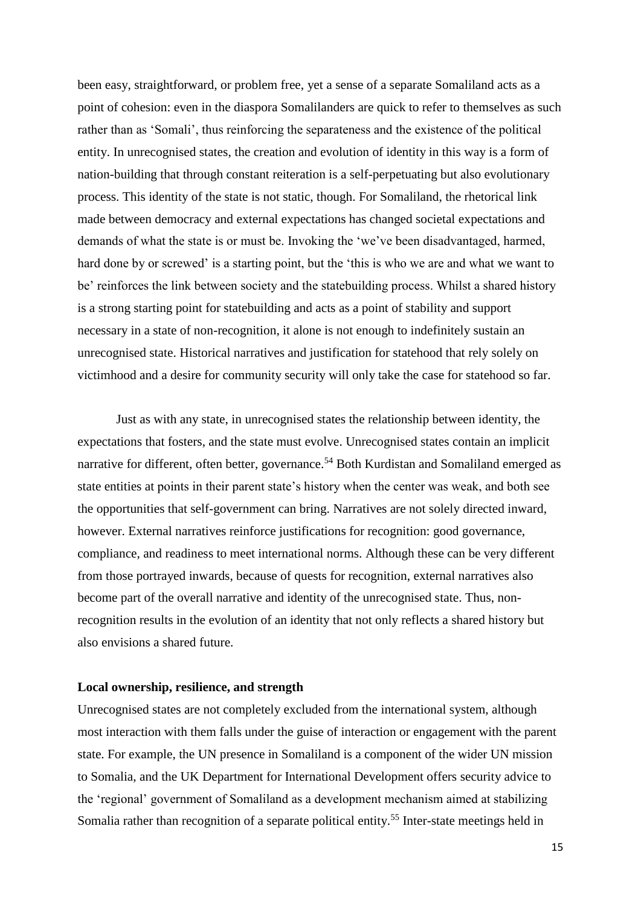been easy, straightforward, or problem free, yet a sense of a separate Somaliland acts as a point of cohesion: even in the diaspora Somalilanders are quick to refer to themselves as such rather than as 'Somali', thus reinforcing the separateness and the existence of the political entity. In unrecognised states, the creation and evolution of identity in this way is a form of nation-building that through constant reiteration is a self-perpetuating but also evolutionary process. This identity of the state is not static, though. For Somaliland, the rhetorical link made between democracy and external expectations has changed societal expectations and demands of what the state is or must be. Invoking the 'we've been disadvantaged, harmed, hard done by or screwed' is a starting point, but the 'this is who we are and what we want to be' reinforces the link between society and the statebuilding process. Whilst a shared history is a strong starting point for statebuilding and acts as a point of stability and support necessary in a state of non-recognition, it alone is not enough to indefinitely sustain an unrecognised state. Historical narratives and justification for statehood that rely solely on victimhood and a desire for community security will only take the case for statehood so far.

Just as with any state, in unrecognised states the relationship between identity, the expectations that fosters, and the state must evolve. Unrecognised states contain an implicit narrative for different, often better, governance.[54] Both Kurdistan and Somaliland emerged as state entities at points in their parent state's history when the center was weak, and both see the opportunities that self-government can bring. Narratives are not solely directed inward, however. External narratives reinforce justifications for recognition: good governance, compliance, and readiness to meet international norms. Although these can be very different from those portrayed inwards, because of quests for recognition, external narratives also become part of the overall narrative and identity of the unrecognised state. Thus, non-recognition results in the evolution of an identity that not only reflects a shared history but also envisions a shared future.

**Local ownership, resilience, and strength**

Unrecognised states are not completely excluded from the international system, although most interaction with them falls under the guise of interaction or engagement with the parent state. For example, the UN presence in Somaliland is a component of the wider UN mission to Somalia, and the UK Department for International Development offers security advice to the 'regional' government of Somaliland as a development mechanism aimed at stabilizing Somalia rather than recognition of a separate political entity.[55] Inter-state meetings held in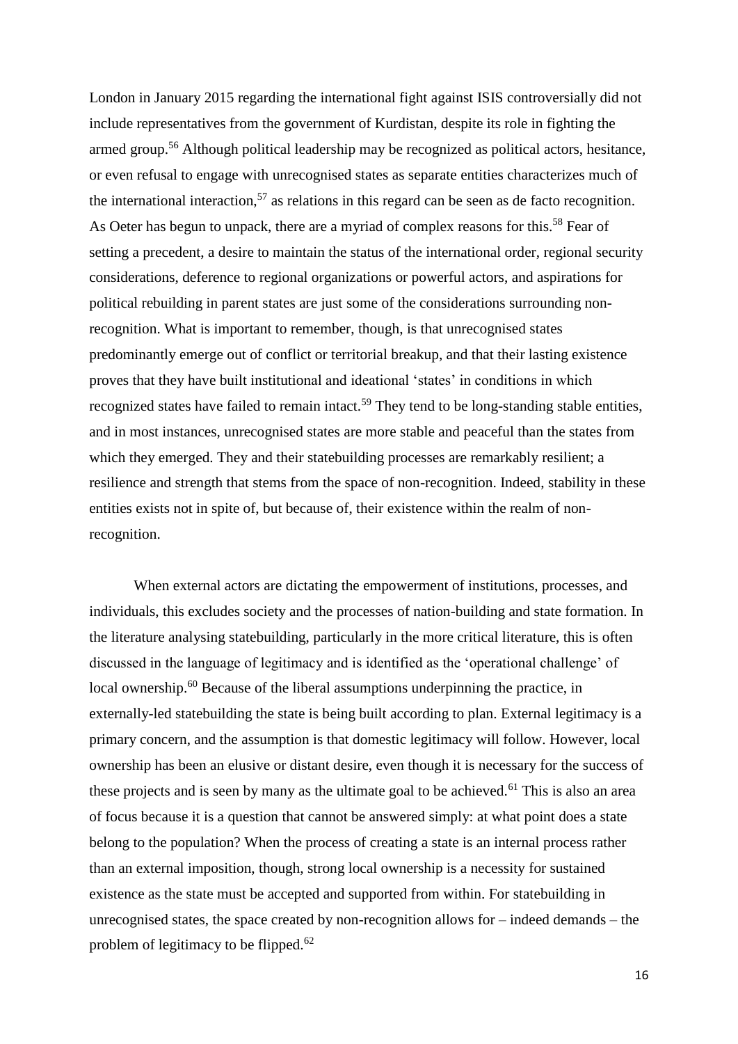London in January 2015 regarding the international fight against ISIS controversially did not include representatives from the government of Kurdistan, despite its role in fighting the armed group.[56] Although political leadership may be recognized as political actors, hesitance, or even refusal to engage with unrecognised states as separate entities characterizes much of the international interaction,[57] as relations in this regard can be seen as de facto recognition. As Oeter has begun to unpack, there are a myriad of complex reasons for this.[58] Fear of setting a precedent, a desire to maintain the status of the international order, regional security considerations, deference to regional organizations or powerful actors, and aspirations for political rebuilding in parent states are just some of the considerations surrounding non-recognition. What is important to remember, though, is that unrecognised states predominantly emerge out of conflict or territorial breakup, and that their lasting existence proves that they have built institutional and ideational 'states' in conditions in which recognized states have failed to remain intact.[59] They tend to be long-standing stable entities, and in most instances, unrecognised states are more stable and peaceful than the states from which they emerged. They and their statebuilding processes are remarkably resilient; a resilience and strength that stems from the space of non-recognition. Indeed, stability in these entities exists not in spite of, but because of, their existence within the realm of non-recognition.

When external actors are dictating the empowerment of institutions, processes, and individuals, this excludes society and the processes of nation-building and state formation. In the literature analysing statebuilding, particularly in the more critical literature, this is often discussed in the language of legitimacy and is identified as the 'operational challenge' of local ownership.[60] Because of the liberal assumptions underpinning the practice, in externally-led statebuilding the state is being built according to plan. External legitimacy is a primary concern, and the assumption is that domestic legitimacy will follow. However, local ownership has been an elusive or distant desire, even though it is necessary for the success of these projects and is seen by many as the ultimate goal to be achieved.[61] This is also an area of focus because it is a question that cannot be answered simply: at what point does a state belong to the population? When the process of creating a state is an internal process rather than an external imposition, though, strong local ownership is a necessity for sustained existence as the state must be accepted and supported from within. For statebuilding in unrecognised states, the space created by non-recognition allows for – indeed demands – the problem of legitimacy to be flipped.[62]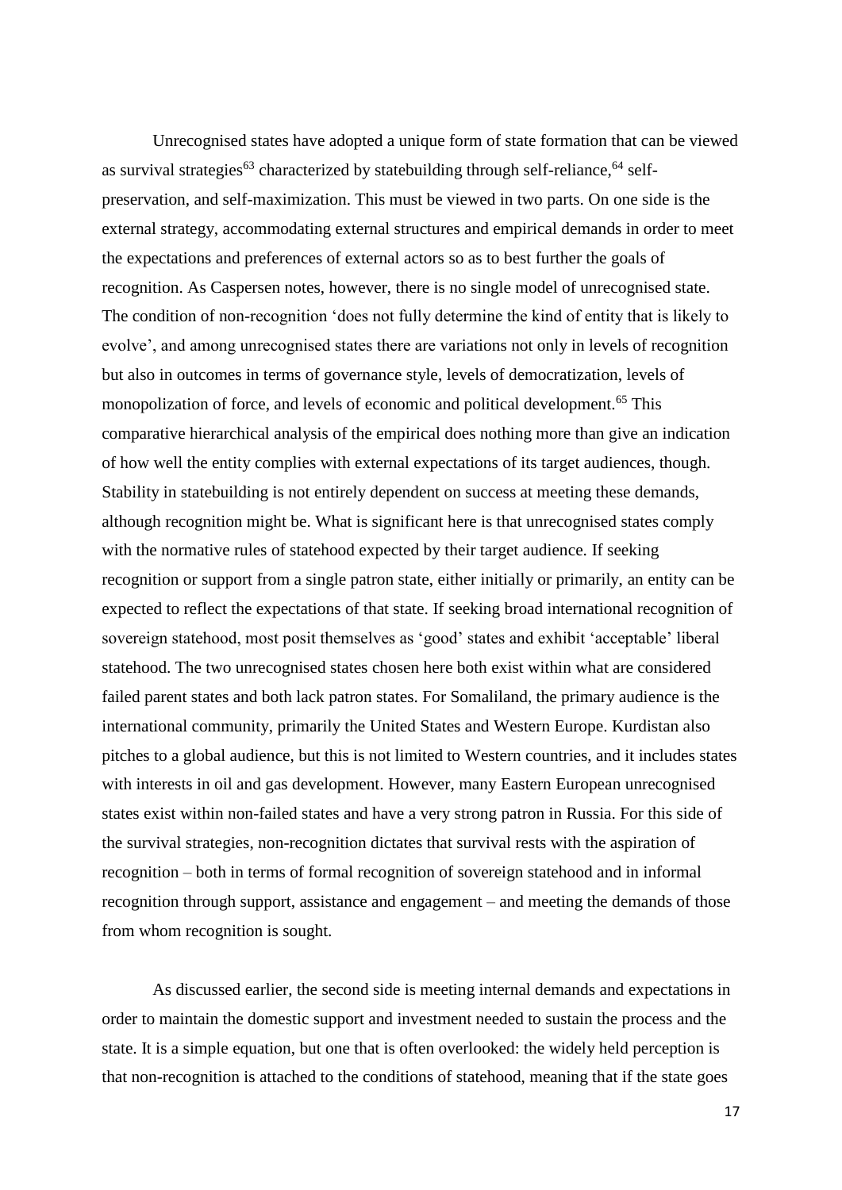Unrecognised states have adopted a unique form of state formation that can be viewed as survival strategies[63] characterized by statebuilding through self-reliance,[64] self-preservation, and self-maximization. This must be viewed in two parts. On one side is the external strategy, accommodating external structures and empirical demands in order to meet the expectations and preferences of external actors so as to best further the goals of recognition. As Caspersen notes, however, there is no single model of unrecognised state. The condition of non-recognition 'does not fully determine the kind of entity that is likely to evolve', and among unrecognised states there are variations not only in levels of recognition but also in outcomes in terms of governance style, levels of democratization, levels of monopolization of force, and levels of economic and political development.[65] This comparative hierarchical analysis of the empirical does nothing more than give an indication of how well the entity complies with external expectations of its target audiences, though. Stability in statebuilding is not entirely dependent on success at meeting these demands, although recognition might be. What is significant here is that unrecognised states comply with the normative rules of statehood expected by their target audience. If seeking recognition or support from a single patron state, either initially or primarily, an entity can be expected to reflect the expectations of that state. If seeking broad international recognition of sovereign statehood, most posit themselves as 'good' states and exhibit 'acceptable' liberal statehood. The two unrecognised states chosen here both exist within what are considered failed parent states and both lack patron states. For Somaliland, the primary audience is the international community, primarily the United States and Western Europe. Kurdistan also pitches to a global audience, but this is not limited to Western countries, and it includes states with interests in oil and gas development. However, many Eastern European unrecognised states exist within non-failed states and have a very strong patron in Russia. For this side of the survival strategies, non-recognition dictates that survival rests with the aspiration of recognition – both in terms of formal recognition of sovereign statehood and in informal recognition through support, assistance and engagement – and meeting the demands of those from whom recognition is sought.

As discussed earlier, the second side is meeting internal demands and expectations in order to maintain the domestic support and investment needed to sustain the process and the state. It is a simple equation, but one that is often overlooked: the widely held perception is that non-recognition is attached to the conditions of statehood, meaning that if the state goes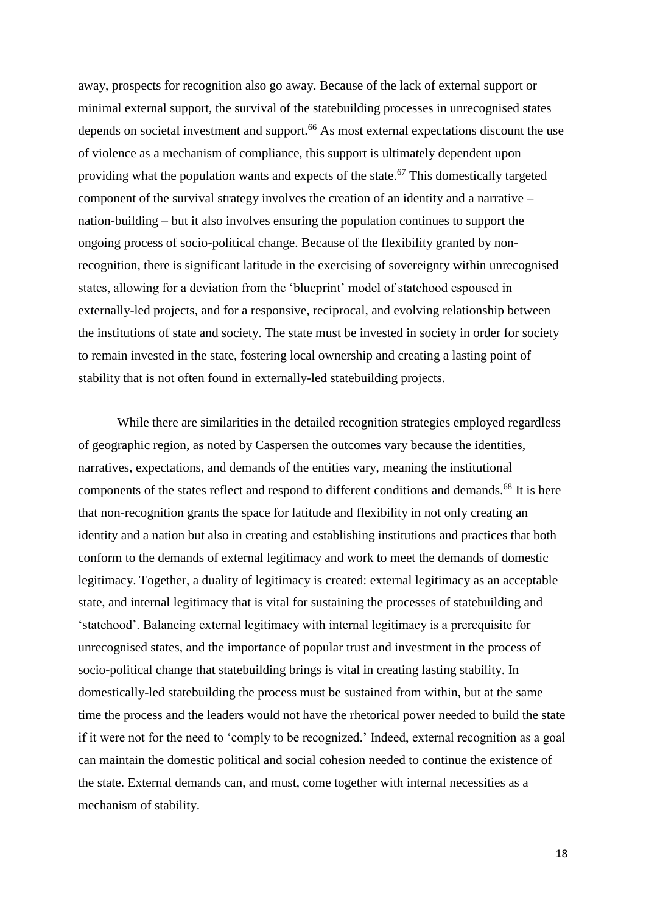away, prospects for recognition also go away. Because of the lack of external support or minimal external support, the survival of the statebuilding processes in unrecognised states depends on societal investment and support.[66] As most external expectations discount the use of violence as a mechanism of compliance, this support is ultimately dependent upon providing what the population wants and expects of the state.[67] This domestically targeted component of the survival strategy involves the creation of an identity and a narrative – nation-building – but it also involves ensuring the population continues to support the ongoing process of socio-political change. Because of the flexibility granted by non-recognition, there is significant latitude in the exercising of sovereignty within unrecognised states, allowing for a deviation from the 'blueprint' model of statehood espoused in externally-led projects, and for a responsive, reciprocal, and evolving relationship between the institutions of state and society. The state must be invested in society in order for society to remain invested in the state, fostering local ownership and creating a lasting point of stability that is not often found in externally-led statebuilding projects.

While there are similarities in the detailed recognition strategies employed regardless of geographic region, as noted by Caspersen the outcomes vary because the identities, narratives, expectations, and demands of the entities vary, meaning the institutional components of the states reflect and respond to different conditions and demands.[68] It is here that non-recognition grants the space for latitude and flexibility in not only creating an identity and a nation but also in creating and establishing institutions and practices that both conform to the demands of external legitimacy and work to meet the demands of domestic legitimacy. Together, a duality of legitimacy is created: external legitimacy as an acceptable state, and internal legitimacy that is vital for sustaining the processes of statebuilding and 'statehood'. Balancing external legitimacy with internal legitimacy is a prerequisite for unrecognised states, and the importance of popular trust and investment in the process of socio-political change that statebuilding brings is vital in creating lasting stability. In domestically-led statebuilding the process must be sustained from within, but at the same time the process and the leaders would not have the rhetorical power needed to build the state if it were not for the need to 'comply to be recognized.' Indeed, external recognition as a goal can maintain the domestic political and social cohesion needed to continue the existence of the state. External demands can, and must, come together with internal necessities as a mechanism of stability.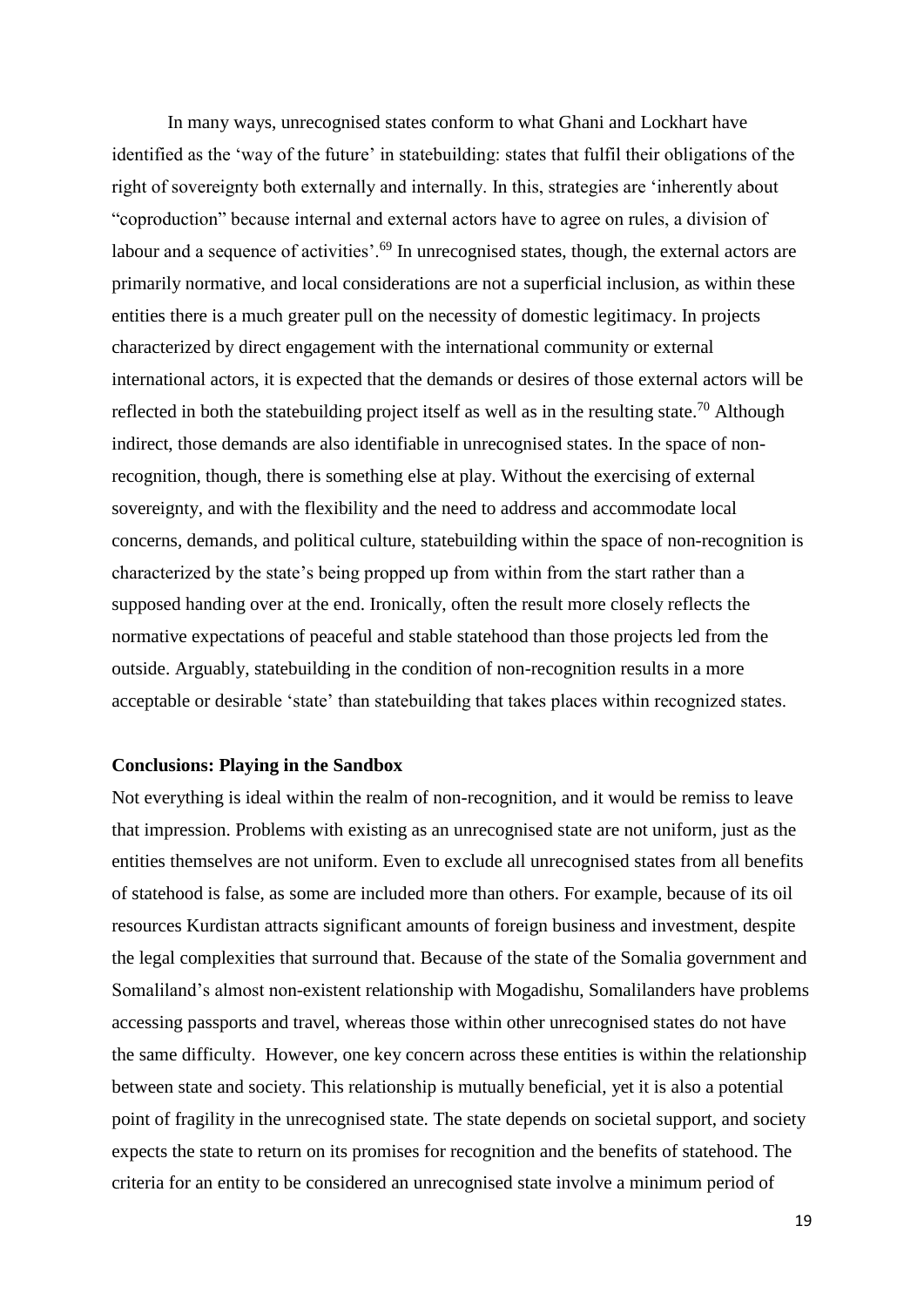In many ways, unrecognised states conform to what Ghani and Lockhart have identified as the 'way of the future' in statebuilding: states that fulfil their obligations of the right of sovereignty both externally and internally. In this, strategies are 'inherently about "coproduction" because internal and external actors have to agree on rules, a division of labour and a sequence of activities'.[69] In unrecognised states, though, the external actors are primarily normative, and local considerations are not a superficial inclusion, as within these entities there is a much greater pull on the necessity of domestic legitimacy. In projects characterized by direct engagement with the international community or external international actors, it is expected that the demands or desires of those external actors will be reflected in both the statebuilding project itself as well as in the resulting state.[70] Although indirect, those demands are also identifiable in unrecognised states. In the space of non-recognition, though, there is something else at play. Without the exercising of external sovereignty, and with the flexibility and the need to address and accommodate local concerns, demands, and political culture, statebuilding within the space of non-recognition is characterized by the state's being propped up from within from the start rather than a supposed handing over at the end. Ironically, often the result more closely reflects the normative expectations of peaceful and stable statehood than those projects led from the outside. Arguably, statebuilding in the condition of non-recognition results in a more acceptable or desirable 'state' than statebuilding that takes places within recognized states.

## Conclusions: Playing in the Sandbox

Not everything is ideal within the realm of non-recognition, and it would be remiss to leave that impression. Problems with existing as an unrecognised state are not uniform, just as the entities themselves are not uniform. Even to exclude all unrecognised states from all benefits of statehood is false, as some are included more than others. For example, because of its oil resources Kurdistan attracts significant amounts of foreign business and investment, despite the legal complexities that surround that. Because of the state of the Somalia government and Somaliland's almost non-existent relationship with Mogadishu, Somalilanders have problems accessing passports and travel, whereas those within other unrecognised states do not have the same difficulty. However, one key concern across these entities is within the relationship between state and society. This relationship is mutually beneficial, yet it is also a potential point of fragility in the unrecognised state. The state depends on societal support, and society expects the state to return on its promises for recognition and the benefits of statehood. The criteria for an entity to be considered an unrecognised state involve a minimum period of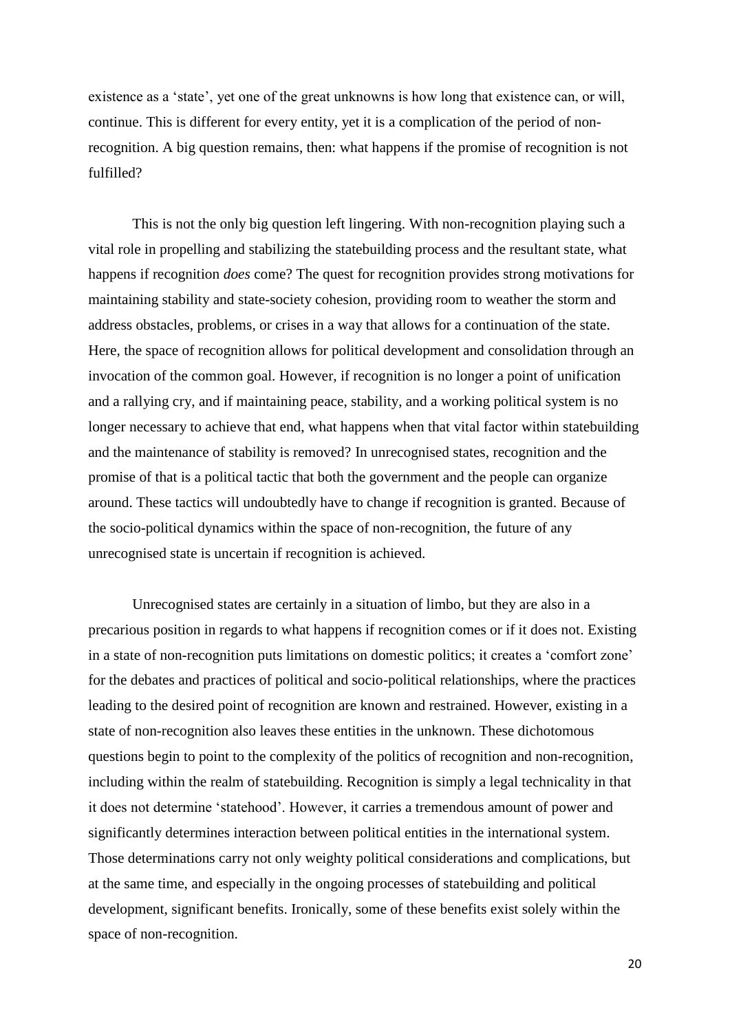existence as a 'state', yet one of the great unknowns is how long that existence can, or will, continue. This is different for every entity, yet it is a complication of the period of non-recognition. A big question remains, then: what happens if the promise of recognition is not fulfilled?

This is not the only big question left lingering. With non-recognition playing such a vital role in propelling and stabilizing the statebuilding process and the resultant state, what happens if recognition *does* come? The quest for recognition provides strong motivations for maintaining stability and state-society cohesion, providing room to weather the storm and address obstacles, problems, or crises in a way that allows for a continuation of the state. Here, the space of recognition allows for political development and consolidation through an invocation of the common goal. However, if recognition is no longer a point of unification and a rallying cry, and if maintaining peace, stability, and a working political system is no longer necessary to achieve that end, what happens when that vital factor within statebuilding and the maintenance of stability is removed? In unrecognised states, recognition and the promise of that is a political tactic that both the government and the people can organize around. These tactics will undoubtedly have to change if recognition is granted. Because of the socio-political dynamics within the space of non-recognition, the future of any unrecognised state is uncertain if recognition is achieved.

Unrecognised states are certainly in a situation of limbo, but they are also in a precarious position in regards to what happens if recognition comes or if it does not. Existing in a state of non-recognition puts limitations on domestic politics; it creates a 'comfort zone' for the debates and practices of political and socio-political relationships, where the practices leading to the desired point of recognition are known and restrained. However, existing in a state of non-recognition also leaves these entities in the unknown. These dichotomous questions begin to point to the complexity of the politics of recognition and non-recognition, including within the realm of statebuilding. Recognition is simply a legal technicality in that it does not determine 'statehood'. However, it carries a tremendous amount of power and significantly determines interaction between political entities in the international system. Those determinations carry not only weighty political considerations and complications, but at the same time, and especially in the ongoing processes of statebuilding and political development, significant benefits. Ironically, some of these benefits exist solely within the space of non-recognition.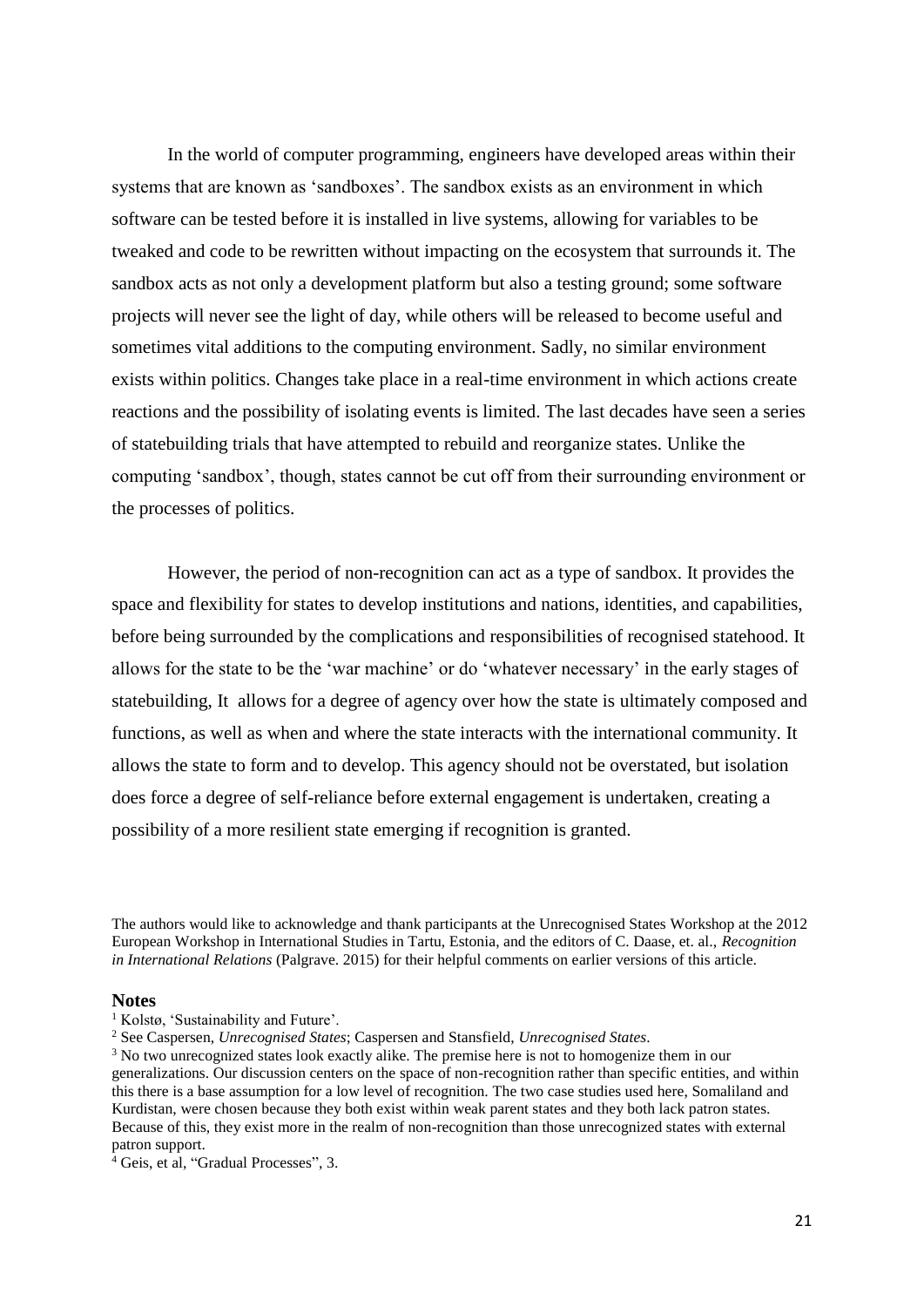In the world of computer programming, engineers have developed areas within their systems that are known as 'sandboxes'. The sandbox exists as an environment in which software can be tested before it is installed in live systems, allowing for variables to be tweaked and code to be rewritten without impacting on the ecosystem that surrounds it. The sandbox acts as not only a development platform but also a testing ground; some software projects will never see the light of day, while others will be released to become useful and sometimes vital additions to the computing environment. Sadly, no similar environment exists within politics. Changes take place in a real-time environment in which actions create reactions and the possibility of isolating events is limited. The last decades have seen a series of statebuilding trials that have attempted to rebuild and reorganize states. Unlike the computing 'sandbox', though, states cannot be cut off from their surrounding environment or the processes of politics.

However, the period of non-recognition can act as a type of sandbox. It provides the space and flexibility for states to develop institutions and nations, identities, and capabilities, before being surrounded by the complications and responsibilities of recognised statehood. It allows for the state to be the 'war machine' or do 'whatever necessary' in the early stages of statebuilding, It allows for a degree of agency over how the state is ultimately composed and functions, as well as when and where the state interacts with the international community. It allows the state to form and to develop. This agency should not be overstated, but isolation does force a degree of self-reliance before external engagement is undertaken, creating a possibility of a more resilient state emerging if recognition is granted.

The authors would like to acknowledge and thank participants at the Unrecognised States Workshop at the 2012 European Workshop in International Studies in Tartu, Estonia, and the editors of C. Daase, et. al., *Recognition in International Relations* (Palgrave. 2015) for their helpful comments on earlier versions of this article.

## Notes

[1] Kolstø, 'Sustainability and Future'.

[2] See Caspersen, *Unrecognised States*; Caspersen and Stansfield, *Unrecognised States*.

[3] No two unrecognized states look exactly alike. The premise here is not to homogenize them in our generalizations. Our discussion centers on the space of non-recognition rather than specific entities, and within this there is a base assumption for a low level of recognition. The two case studies used here, Somaliland and Kurdistan, were chosen because they both exist within weak parent states and they both lack patron states. Because of this, they exist more in the realm of non-recognition than those unrecognized states with external patron support.

[4] Geis, et al, "Gradual Processes", 3.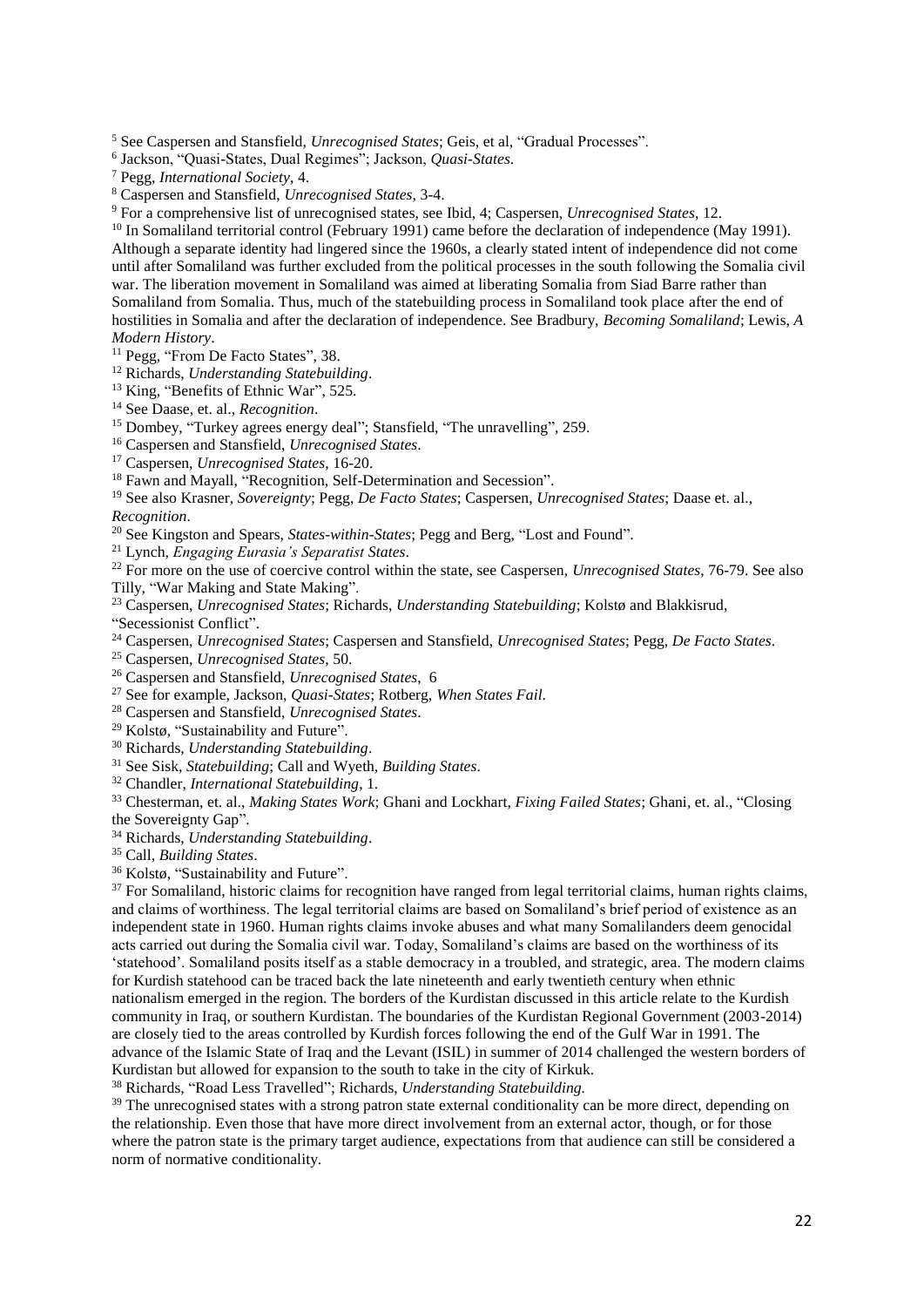[5] See Caspersen and Stansfield, *Unrecognised States*; Geis, et al, "Gradual Processes".

[6] Jackson, "Quasi-States, Dual Regimes"; Jackson, *Quasi-States*.

[7] Pegg, *International Society*, 4.

[8] Caspersen and Stansfield, *Unrecognised States*, 3-4.

[9] For a comprehensive list of unrecognised states, see Ibid, 4; Caspersen, *Unrecognised States*, 12.

[10] In Somaliland territorial control (February 1991) came before the declaration of independence (May 1991). Although a separate identity had lingered since the 1960s, a clearly stated intent of independence did not come until after Somaliland was further excluded from the political processes in the south following the Somalia civil war. The liberation movement in Somaliland was aimed at liberating Somalia from Siad Barre rather than Somaliland from Somalia. Thus, much of the statebuilding process in Somaliland took place after the end of hostilities in Somalia and after the declaration of independence. See Bradbury, *Becoming Somaliland*; Lewis, *A Modern History*.

[11] Pegg, "From De Facto States", 38.

[12] Richards, *Understanding Statebuilding*.

[13] King, "Benefits of Ethnic War", 525.

[14] See Daase, et. al., *Recognition*.

[15] Dombey, "Turkey agrees energy deal"; Stansfield, "The unravelling", 259.

[16] Caspersen and Stansfield, *Unrecognised States*.

[17] Caspersen, *Unrecognised States*, 16-20.

[18] Fawn and Mayall, "Recognition, Self-Determination and Secession".

[19] See also Krasner, *Sovereignty*; Pegg, *De Facto States*; Caspersen, *Unrecognised States*; Daase et. al., *Recognition*.

[20] See Kingston and Spears, *States-within-States*; Pegg and Berg, "Lost and Found".

[21] Lynch, *Engaging Eurasia's Separatist States*.

[22] For more on the use of coercive control within the state, see Caspersen, *Unrecognised States*, 76-79. See also Tilly, "War Making and State Making".

[23] Caspersen, *Unrecognised States*; Richards, *Understanding Statebuilding*; Kolstø and Blakkisrud, "Secessionist Conflict".

[24] Caspersen, *Unrecognised States*; Caspersen and Stansfield, *Unrecognised States*; Pegg, *De Facto States*.

[25] Caspersen, *Unrecognised States*, 50.

[26] Caspersen and Stansfield, *Unrecognised States*, 6

[27] See for example, Jackson, *Quasi-States*; Rotberg, *When States Fail*.

[28] Caspersen and Stansfield, *Unrecognised States*.

[29] Kolstø, "Sustainability and Future".

[30] Richards, *Understanding Statebuilding*.

[31] See Sisk, *Statebuilding*; Call and Wyeth, *Building States*.

[32] Chandler, *International Statebuilding*, 1.

[33] Chesterman, et. al., *Making States Work*; Ghani and Lockhart, *Fixing Failed States*; Ghani, et. al., "Closing the Sovereignty Gap".

[34] Richards, *Understanding Statebuilding*.

[35] Call, *Building States*.

[36] Kolstø, "Sustainability and Future".

[37] For Somaliland, historic claims for recognition have ranged from legal territorial claims, human rights claims, and claims of worthiness. The legal territorial claims are based on Somaliland's brief period of existence as an independent state in 1960. Human rights claims invoke abuses and what many Somalilanders deem genocidal acts carried out during the Somalia civil war. Today, Somaliland's claims are based on the worthiness of its 'statehood'. Somaliland posits itself as a stable democracy in a troubled, and strategic, area. The modern claims for Kurdish statehood can be traced back the late nineteenth and early twentieth century when ethnic nationalism emerged in the region. The borders of the Kurdistan discussed in this article relate to the Kurdish community in Iraq, or southern Kurdistan. The boundaries of the Kurdistan Regional Government (2003-2014) are closely tied to the areas controlled by Kurdish forces following the end of the Gulf War in 1991. The advance of the Islamic State of Iraq and the Levant (ISIL) in summer of 2014 challenged the western borders of Kurdistan but allowed for expansion to the south to take in the city of Kirkuk.

[38] Richards, "Road Less Travelled"; Richards, *Understanding Statebuilding.*

[39] The unrecognised states with a strong patron state external conditionality can be more direct, depending on the relationship. Even those that have more direct involvement from an external actor, though, or for those where the patron state is the primary target audience, expectations from that audience can still be considered a norm of normative conditionality.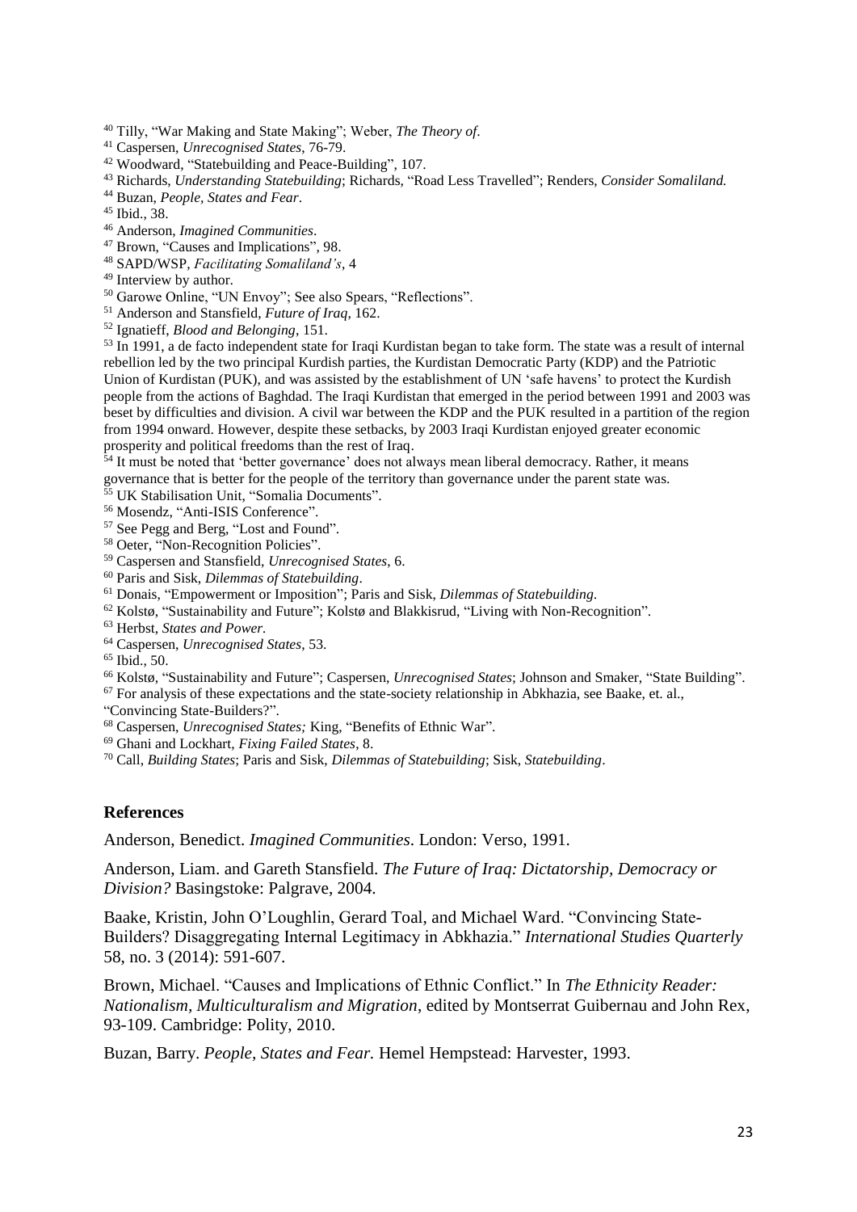[40] Tilly, "War Making and State Making"; Weber, *The Theory of*.

[41] Caspersen, *Unrecognised States*, 76-79.

[42] Woodward, "Statebuilding and Peace-Building", 107.

[43] Richards, *Understanding Statebuilding*; Richards, "Road Less Travelled"; Renders, *Consider Somaliland.*

[44] Buzan, *People, States and Fear*.

[45] Ibid., 38.

[46] Anderson, *Imagined Communities*.

[47] Brown, "Causes and Implications", 98.

[48] SAPD/WSP, *Facilitating Somaliland's*, 4

[49] Interview by author.

[50] Garowe Online, "UN Envoy"; See also Spears, "Reflections".

[51] Anderson and Stansfield, *Future of Iraq*, 162.

[52] Ignatieff, *Blood and Belonging*, 151.

[53] In 1991, a de facto independent state for Iraqi Kurdistan began to take form. The state was a result of internal rebellion led by the two principal Kurdish parties, the Kurdistan Democratic Party (KDP) and the Patriotic Union of Kurdistan (PUK), and was assisted by the establishment of UN 'safe havens' to protect the Kurdish people from the actions of Baghdad. The Iraqi Kurdistan that emerged in the period between 1991 and 2003 was beset by difficulties and division. A civil war between the KDP and the PUK resulted in a partition of the region from 1994 onward. However, despite these setbacks, by 2003 Iraqi Kurdistan enjoyed greater economic prosperity and political freedoms than the rest of Iraq.

[54] It must be noted that 'better governance' does not always mean liberal democracy. Rather, it means governance that is better for the people of the territory than governance under the parent state was.

[55] UK Stabilisation Unit, "Somalia Documents".

[56] Mosendz, "Anti-ISIS Conference".

[57] See Pegg and Berg, "Lost and Found".

[58] Oeter, "Non-Recognition Policies".

[59] Caspersen and Stansfield, *Unrecognised States*, 6.

[60] Paris and Sisk, *Dilemmas of Statebuilding*.

[61] Donais, "Empowerment or Imposition"; Paris and Sisk, *Dilemmas of Statebuilding*.

[62] Kolstø, "Sustainability and Future"; Kolstø and Blakkisrud, "Living with Non-Recognition".

[63] Herbst, *States and Power.*

[64] Caspersen, *Unrecognised States*, 53.

[65] Ibid., 50.

[66] Kolstø, "Sustainability and Future"; Caspersen, *Unrecognised States*; Johnson and Smaker, "State Building".

[67] For analysis of these expectations and the state-society relationship in Abkhazia, see Baake, et. al., "Convincing State-Builders?".

[68] Caspersen, *Unrecognised States;* King, "Benefits of Ethnic War".

[69] Ghani and Lockhart, *Fixing Failed States*, 8.

[70] Call, *Building States*; Paris and Sisk, *Dilemmas of Statebuilding*; Sisk, *Statebuilding*.

## References

Anderson, Benedict. *Imagined Communities*. London: Verso, 1991.

Anderson, Liam. and Gareth Stansfield. *The Future of Iraq: Dictatorship, Democracy or Division?* Basingstoke: Palgrave, 2004.

Baake, Kristin, John O'Loughlin, Gerard Toal, and Michael Ward. "Convincing State-Builders? Disaggregating Internal Legitimacy in Abkhazia." *International Studies Quarterly* 58, no. 3 (2014): 591-607.

Brown, Michael. "Causes and Implications of Ethnic Conflict." In *The Ethnicity Reader: Nationalism, Multiculturalism and Migration*, edited by Montserrat Guibernau and John Rex, 93-109. Cambridge: Polity, 2010.

Buzan, Barry. *People, States and Fear.* Hemel Hempstead: Harvester, 1993.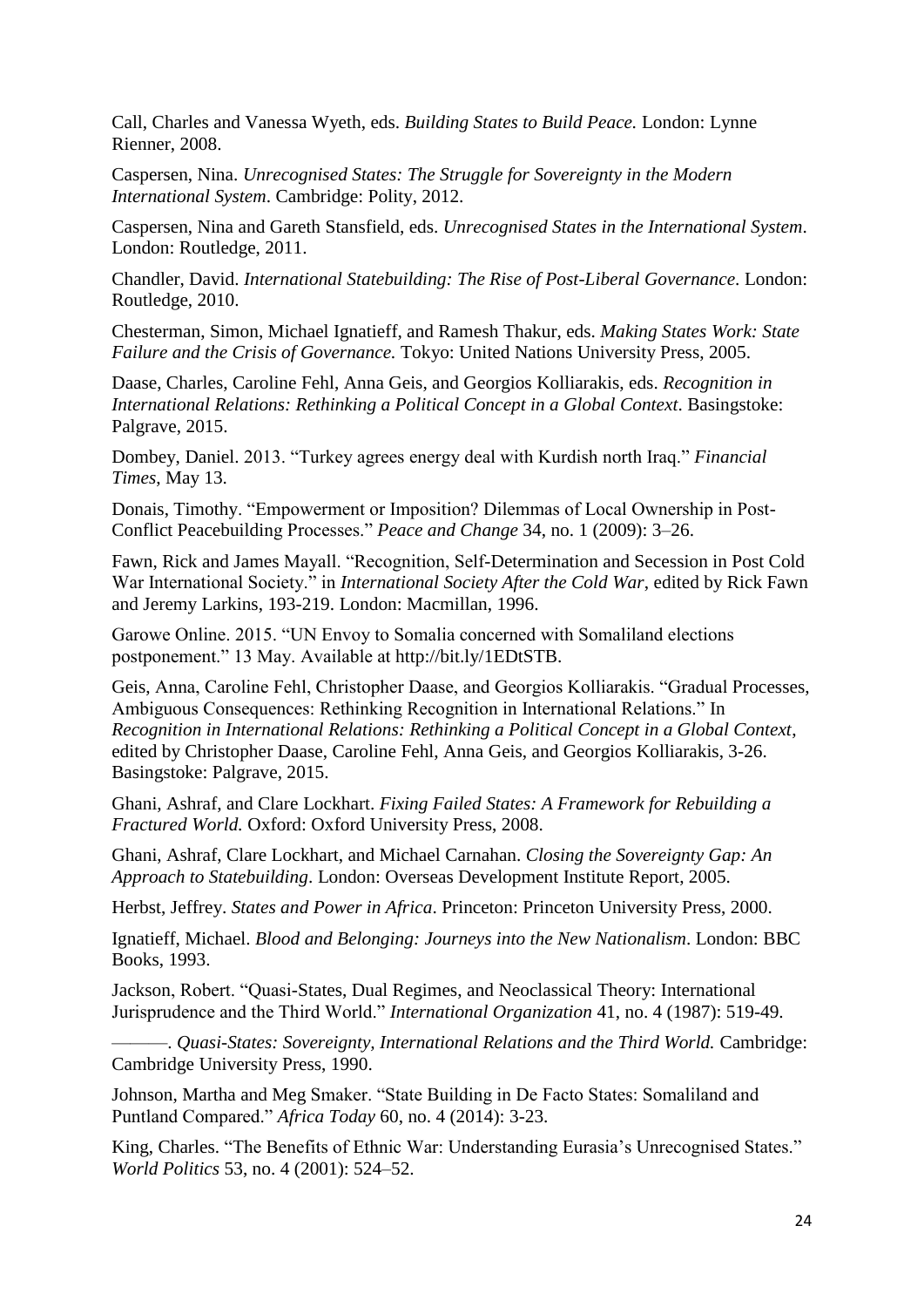Call, Charles and Vanessa Wyeth, eds. *Building States to Build Peace.* London: Lynne Rienner, 2008.

Caspersen, Nina. *Unrecognised States: The Struggle for Sovereignty in the Modern International System*. Cambridge: Polity, 2012.

Caspersen, Nina and Gareth Stansfield, eds. *Unrecognised States in the International System*. London: Routledge, 2011.

Chandler, David. *International Statebuilding: The Rise of Post-Liberal Governance*. London: Routledge, 2010.

Chesterman, Simon, Michael Ignatieff, and Ramesh Thakur, eds. *Making States Work: State Failure and the Crisis of Governance.* Tokyo: United Nations University Press, 2005.

Daase, Charles, Caroline Fehl, Anna Geis, and Georgios Kolliarakis, eds. *Recognition in International Relations: Rethinking a Political Concept in a Global Context*. Basingstoke: Palgrave, 2015.

Dombey, Daniel. 2013. "Turkey agrees energy deal with Kurdish north Iraq." *Financial Times*, May 13.

Donais, Timothy. "Empowerment or Imposition? Dilemmas of Local Ownership in Post-Conflict Peacebuilding Processes." *Peace and Change* 34, no. 1 (2009): 3–26.

Fawn, Rick and James Mayall. "Recognition, Self-Determination and Secession in Post Cold War International Society." in *International Society After the Cold War*, edited by Rick Fawn and Jeremy Larkins, 193-219. London: Macmillan, 1996.

Garowe Online. 2015. "UN Envoy to Somalia concerned with Somaliland elections postponement." 13 May. Available at http://bit.ly/1EDtSTB.

Geis, Anna, Caroline Fehl, Christopher Daase, and Georgios Kolliarakis. "Gradual Processes, Ambiguous Consequences: Rethinking Recognition in International Relations." In *Recognition in International Relations: Rethinking a Political Concept in a Global Context*, edited by Christopher Daase, Caroline Fehl, Anna Geis, and Georgios Kolliarakis, 3-26. Basingstoke: Palgrave, 2015.

Ghani, Ashraf, and Clare Lockhart. *Fixing Failed States: A Framework for Rebuilding a Fractured World.* Oxford: Oxford University Press, 2008.

Ghani, Ashraf, Clare Lockhart, and Michael Carnahan. *Closing the Sovereignty Gap: An Approach to Statebuilding*. London: Overseas Development Institute Report, 2005.

Herbst, Jeffrey. *States and Power in Africa*. Princeton: Princeton University Press, 2000.

Ignatieff, Michael. *Blood and Belonging: Journeys into the New Nationalism*. London: BBC Books, 1993.

Jackson, Robert. "Quasi-States, Dual Regimes, and Neoclassical Theory: International Jurisprudence and the Third World." *International Organization* 41, no. 4 (1987): 519-49.

———. *Quasi-States: Sovereignty, International Relations and the Third World.* Cambridge: Cambridge University Press, 1990.

Johnson, Martha and Meg Smaker. "State Building in De Facto States: Somaliland and Puntland Compared." *Africa Today* 60, no. 4 (2014): 3-23.

King, Charles. "The Benefits of Ethnic War: Understanding Eurasia's Unrecognised States." *World Politics* 53, no. 4 (2001): 524–52.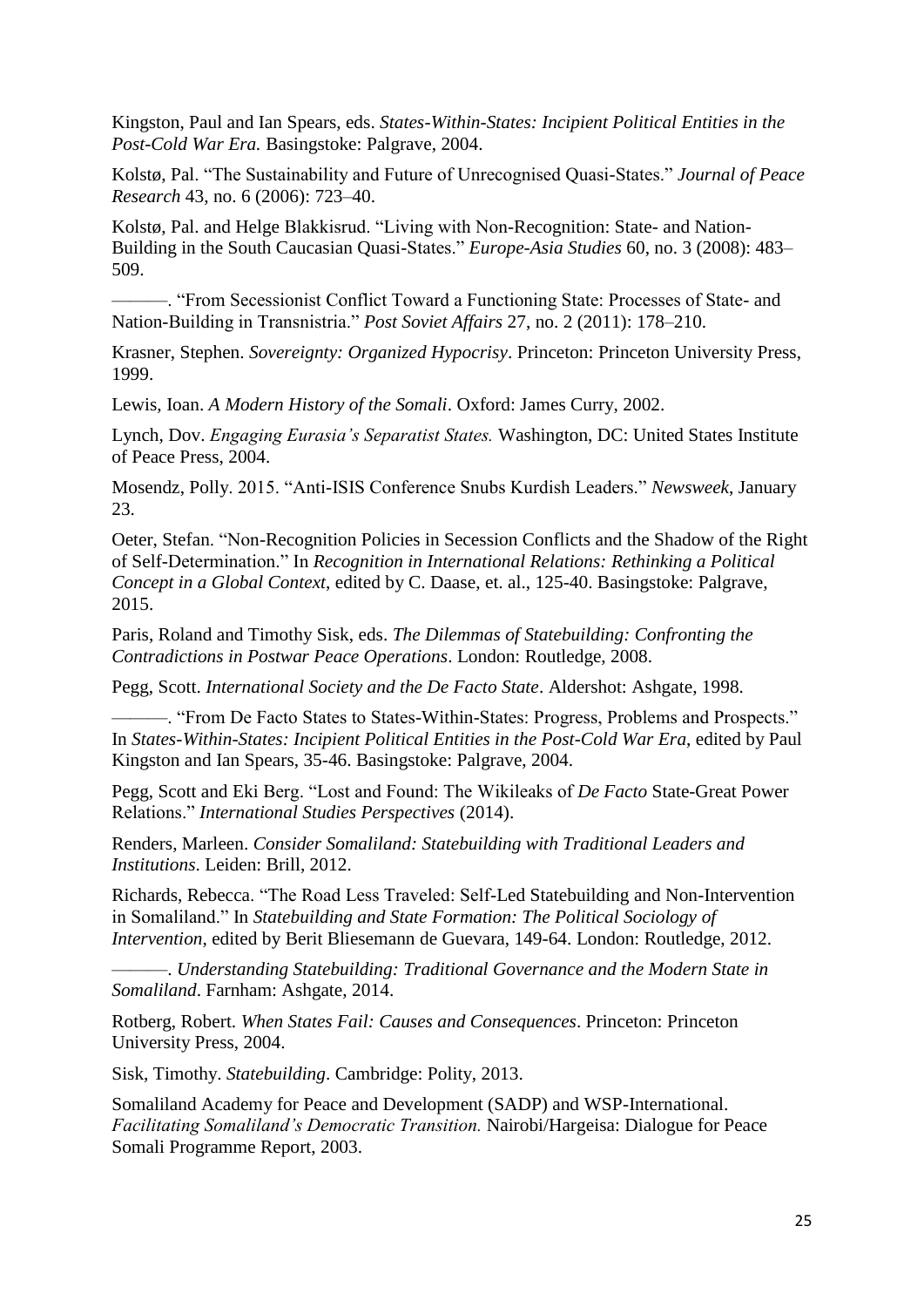Kingston, Paul and Ian Spears, eds. *States-Within-States: Incipient Political Entities in the Post-Cold War Era.* Basingstoke: Palgrave, 2004.

Kolstø, Pal. "The Sustainability and Future of Unrecognised Quasi-States." *Journal of Peace Research* 43, no. 6 (2006): 723–40.

Kolstø, Pal. and Helge Blakkisrud. "Living with Non-Recognition: State- and Nation-Building in the South Caucasian Quasi-States." *Europe-Asia Studies* 60, no. 3 (2008): 483–509.

———. "From Secessionist Conflict Toward a Functioning State: Processes of State- and Nation-Building in Transnistria." *Post Soviet Affairs* 27, no. 2 (2011): 178–210.

Krasner, Stephen. *Sovereignty: Organized Hypocrisy*. Princeton: Princeton University Press, 1999.

Lewis, Ioan. *A Modern History of the Somali*. Oxford: James Curry, 2002.

Lynch, Dov. *Engaging Eurasia's Separatist States.* Washington, DC: United States Institute of Peace Press, 2004.

Mosendz, Polly. 2015. "Anti-ISIS Conference Snubs Kurdish Leaders." *Newsweek*, January 23.

Oeter, Stefan. "Non-Recognition Policies in Secession Conflicts and the Shadow of the Right of Self-Determination." In *Recognition in International Relations: Rethinking a Political Concept in a Global Context*, edited by C. Daase, et. al., 125-40. Basingstoke: Palgrave, 2015.

Paris, Roland and Timothy Sisk, eds. *The Dilemmas of Statebuilding: Confronting the Contradictions in Postwar Peace Operations*. London: Routledge, 2008.

Pegg, Scott. *International Society and the De Facto State*. Aldershot: Ashgate, 1998.

———. "From De Facto States to States-Within-States: Progress, Problems and Prospects." In *States-Within-States: Incipient Political Entities in the Post-Cold War Era*, edited by Paul Kingston and Ian Spears, 35-46. Basingstoke: Palgrave, 2004.

Pegg, Scott and Eki Berg. "Lost and Found: The Wikileaks of *De Facto* State-Great Power Relations." *International Studies Perspectives* (2014).

Renders, Marleen. *Consider Somaliland: Statebuilding with Traditional Leaders and Institutions*. Leiden: Brill, 2012.

Richards, Rebecca. "The Road Less Traveled: Self-Led Statebuilding and Non-Intervention in Somaliland." In *Statebuilding and State Formation: The Political Sociology of Intervention*, edited by Berit Bliesemann de Guevara, 149-64. London: Routledge, 2012.

———. *Understanding Statebuilding: Traditional Governance and the Modern State in Somaliland*. Farnham: Ashgate, 2014.

Rotberg, Robert. *When States Fail: Causes and Consequences*. Princeton: Princeton University Press, 2004.

Sisk, Timothy. *Statebuilding*. Cambridge: Polity, 2013.

Somaliland Academy for Peace and Development (SADP) and WSP-International. *Facilitating Somaliland's Democratic Transition.* Nairobi/Hargeisa: Dialogue for Peace Somali Programme Report, 2003.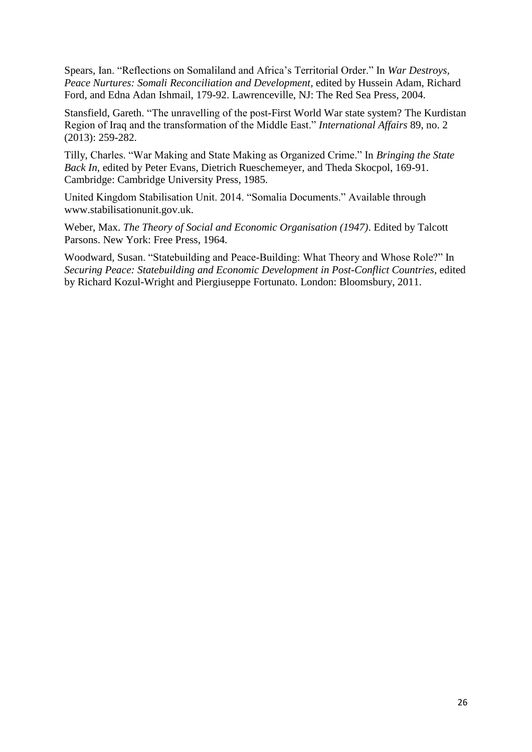Spears, Ian. “Reflections on Somaliland and Africa’s Territorial Order.” In *War Destroys, Peace Nurtures: Somali Reconciliation and Development*, edited by Hussein Adam, Richard Ford, and Edna Adan Ishmail, 179-92. Lawrenceville, NJ: The Red Sea Press, 2004.

Stansfield, Gareth. “The unravelling of the post-First World War state system? The Kurdistan Region of Iraq and the transformation of the Middle East.” *International Affairs* 89, no. 2 (2013): 259-282.

Tilly, Charles. “War Making and State Making as Organized Crime.” In *Bringing the State Back In*, edited by Peter Evans, Dietrich Rueschemeyer, and Theda Skocpol, 169-91. Cambridge: Cambridge University Press, 1985.

United Kingdom Stabilisation Unit. 2014. “Somalia Documents.” Available through www.stabilisationunit.gov.uk.

Weber, Max. *The Theory of Social and Economic Organisation (1947)*. Edited by Talcott Parsons. New York: Free Press, 1964.

Woodward, Susan. “Statebuilding and Peace-Building: What Theory and Whose Role?” In *Securing Peace: Statebuilding and Economic Development in Post-Conflict Countries*, edited by Richard Kozul-Wright and Piergiuseppe Fortunato. London: Bloomsbury, 2011.